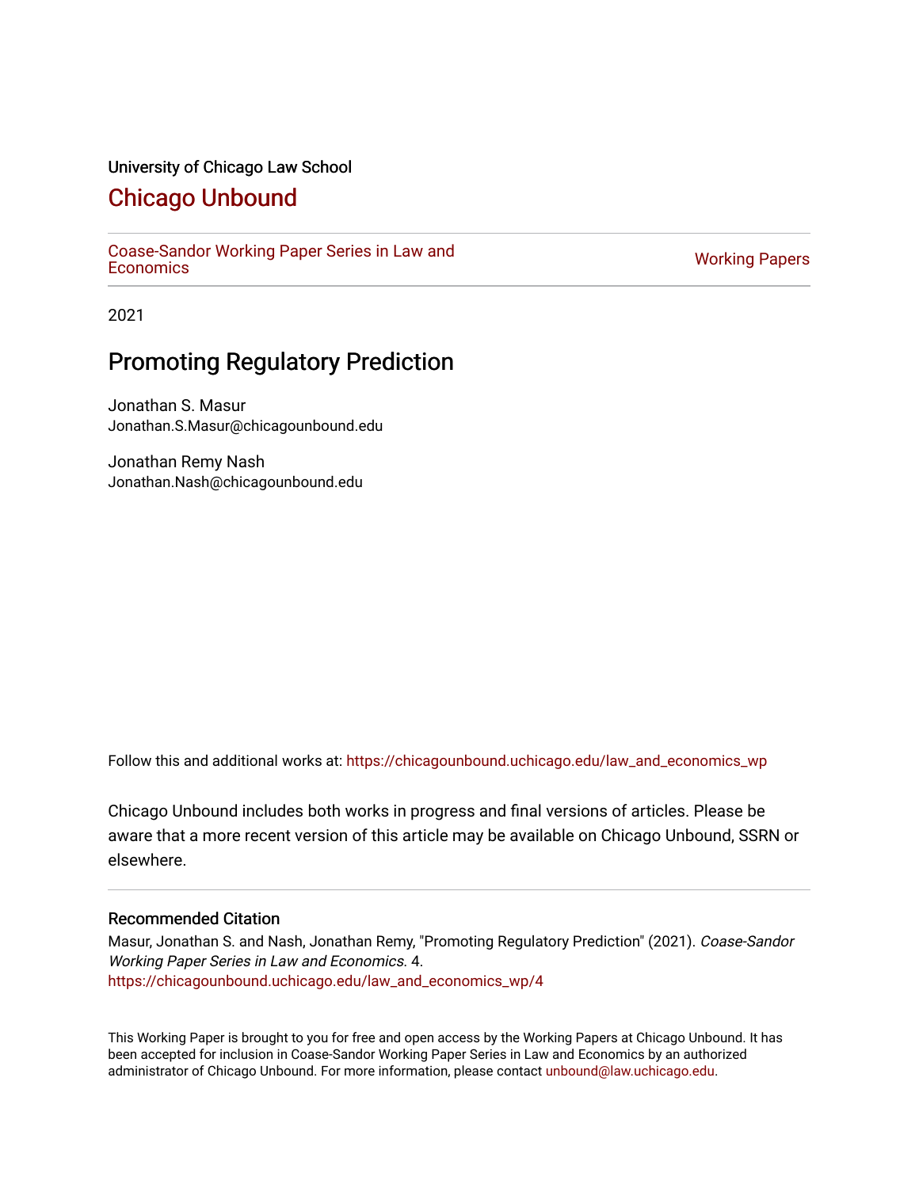University of Chicago Law School

## Chicago Unbound

Coase-Sandor Working Paper Series in Law and Economics | Working Papers

2021

# Promoting Regulatory Prediction

Jonathan S. Masur
Jonathan.S.Masur@chicagounbound.edu

Jonathan Remy Nash
Jonathan.Nash@chicagounbound.edu

Follow this and additional works at: https://chicagounbound.uchicago.edu/law_and_economics_wp

Chicago Unbound includes both works in progress and final versions of articles. Please be aware that a more recent version of this article may be available on Chicago Unbound, SSRN or elsewhere.

### Recommended Citation

Masur, Jonathan S. and Nash, Jonathan Remy, "Promoting Regulatory Prediction" (2021). *Coase-Sandor Working Paper Series in Law and Economics*. 4.
https://chicagounbound.uchicago.edu/law_and_economics_wp/4

This Working Paper is brought to you for free and open access by the Working Papers at Chicago Unbound. It has been accepted for inclusion in Coase-Sandor Working Paper Series in Law and Economics by an authorized administrator of Chicago Unbound. For more information, please contact unbound@law.uchicago.edu.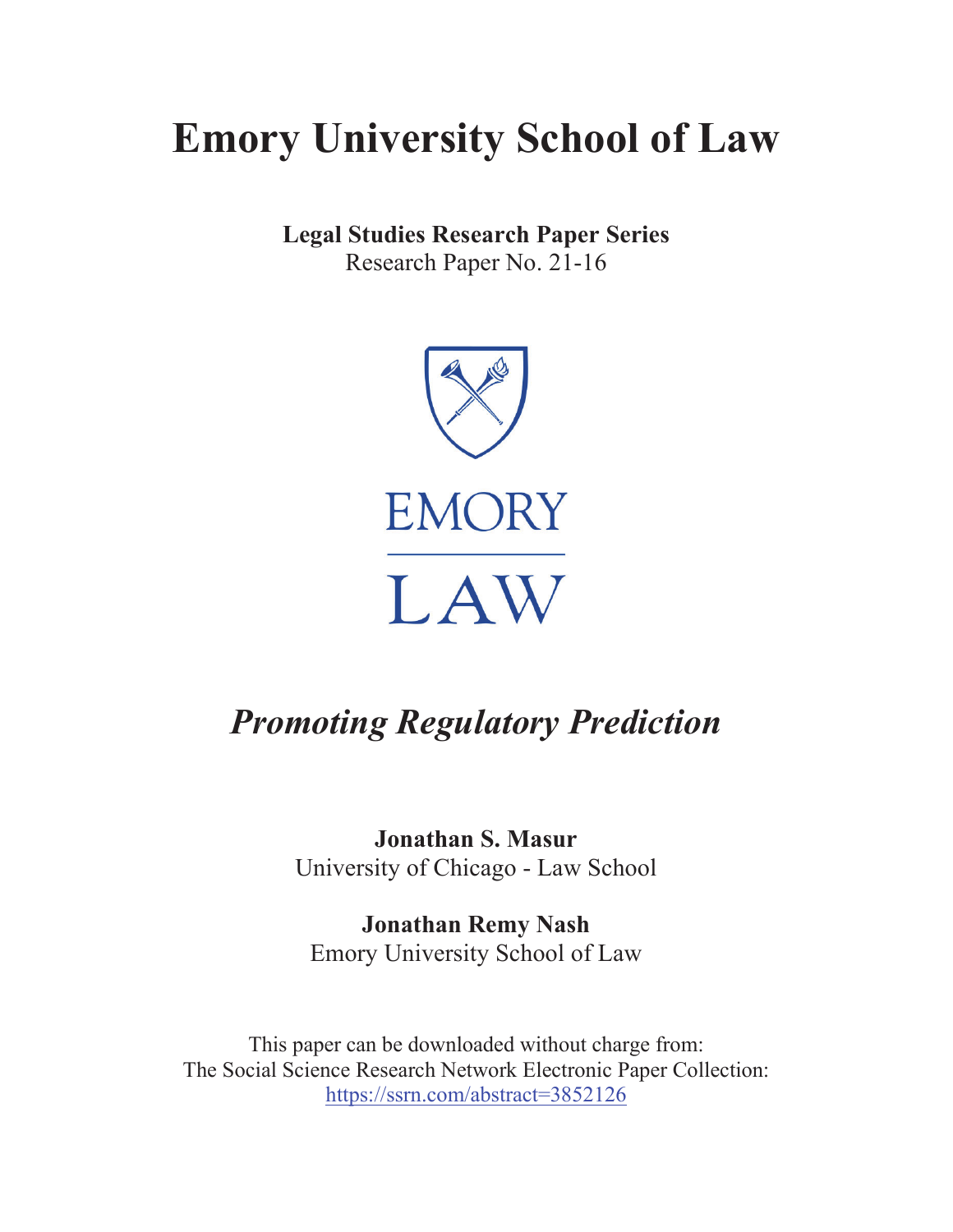# Emory University School of Law

**Legal Studies Research Paper Series**
Research Paper No. 21-16

# *Promoting Regulatory Prediction*

**Jonathan S. Masur**
University of Chicago - Law School

**Jonathan Remy Nash**
Emory University School of Law

This paper can be downloaded without charge from:
The Social Science Research Network Electronic Paper Collection:
https://ssrn.com/abstract=3852126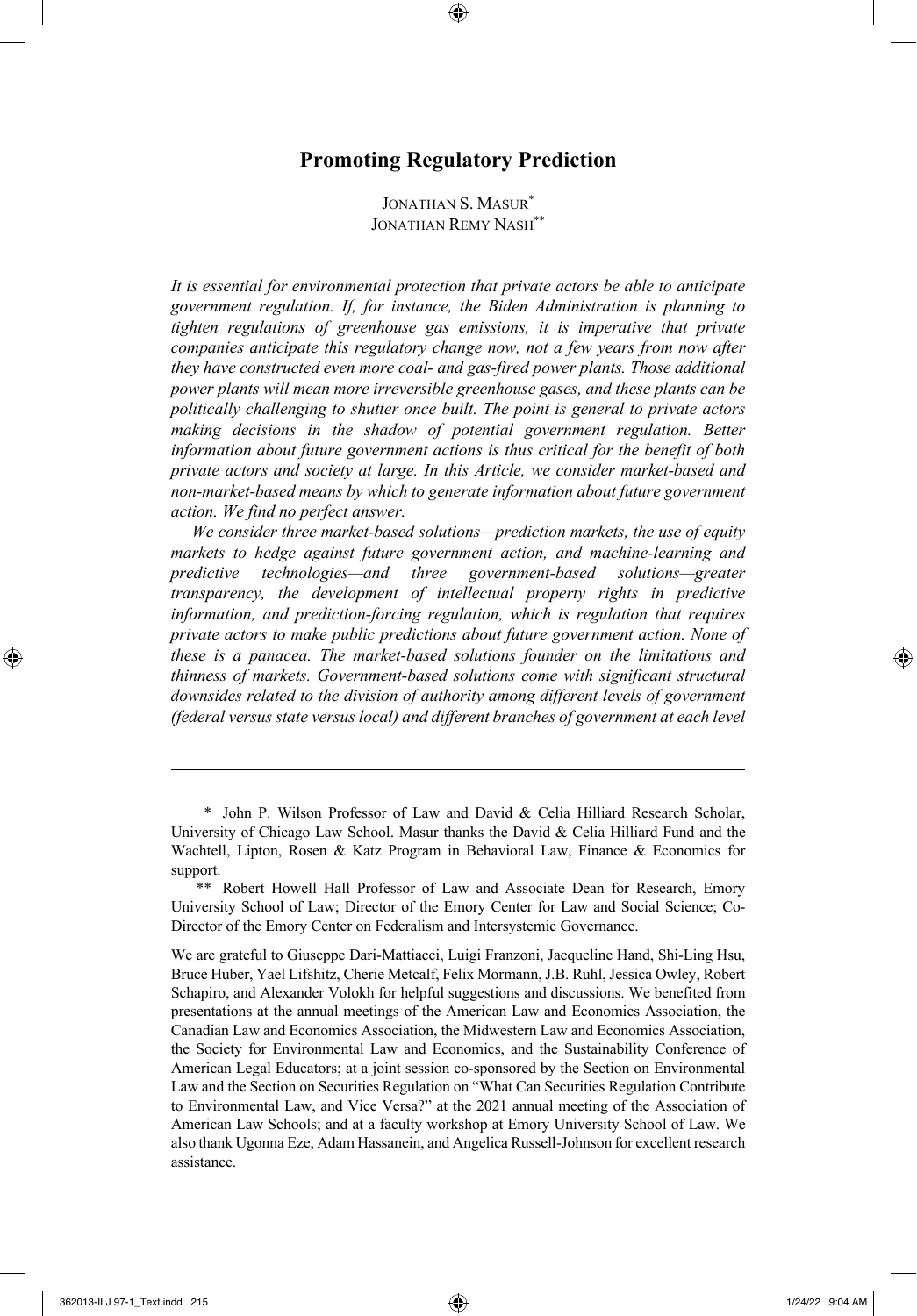# Promoting Regulatory Prediction

JONATHAN S. MASUR[*]
JONATHAN REMY NASH[**]

*It is essential for environmental protection that private actors be able to anticipate government regulation. If, for instance, the Biden Administration is planning to tighten regulations of greenhouse gas emissions, it is imperative that private companies anticipate this regulatory change now, not a few years from now after they have constructed even more coal- and gas-fired power plants. Those additional power plants will mean more irreversible greenhouse gases, and these plants can be politically challenging to shutter once built. The point is general to private actors making decisions in the shadow of potential government regulation. Better information about future government actions is thus critical for the benefit of both private actors and society at large. In this Article, we consider market-based and non-market-based means by which to generate information about future government action. We find no perfect answer.*

*We consider three market-based solutions—prediction markets, the use of equity markets to hedge against future government action, and machine-learning and predictive technologies—and three government-based solutions—greater transparency, the development of intellectual property rights in predictive information, and prediction-forcing regulation, which is regulation that requires private actors to make public predictions about future government action. None of these is a panacea. The market-based solutions founder on the limitations and thinness of markets. Government-based solutions come with significant structural downsides related to the division of authority among different levels of government (federal versus state versus local) and different branches of government at each level*

---

[*] John P. Wilson Professor of Law and David & Celia Hilliard Research Scholar, University of Chicago Law School. Masur thanks the David & Celia Hilliard Fund and the Wachtell, Lipton, Rosen & Katz Program in Behavioral Law, Finance & Economics for support.

[**] Robert Howell Hall Professor of Law and Associate Dean for Research, Emory University School of Law; Director of the Emory Center for Law and Social Science; Co-Director of the Emory Center on Federalism and Intersystemic Governance.

We are grateful to Giuseppe Dari-Mattiacci, Luigi Franzoni, Jacqueline Hand, Shi-Ling Hsu, Bruce Huber, Yael Lifshitz, Cherie Metcalf, Felix Mormann, J.B. Ruhl, Jessica Owley, Robert Schapiro, and Alexander Volokh for helpful suggestions and discussions. We benefited from presentations at the annual meetings of the American Law and Economics Association, the Canadian Law and Economics Association, the Midwestern Law and Economics Association, the Society for Environmental Law and Economics, and the Sustainability Conference of American Legal Educators; at a joint session co-sponsored by the Section on Environmental Law and the Section on Securities Regulation on "What Can Securities Regulation Contribute to Environmental Law, and Vice Versa?" at the 2021 annual meeting of the Association of American Law Schools; and at a faculty workshop at Emory University School of Law. We also thank Ugonna Eze, Adam Hassanein, and Angelica Russell-Johnson for excellent research assistance.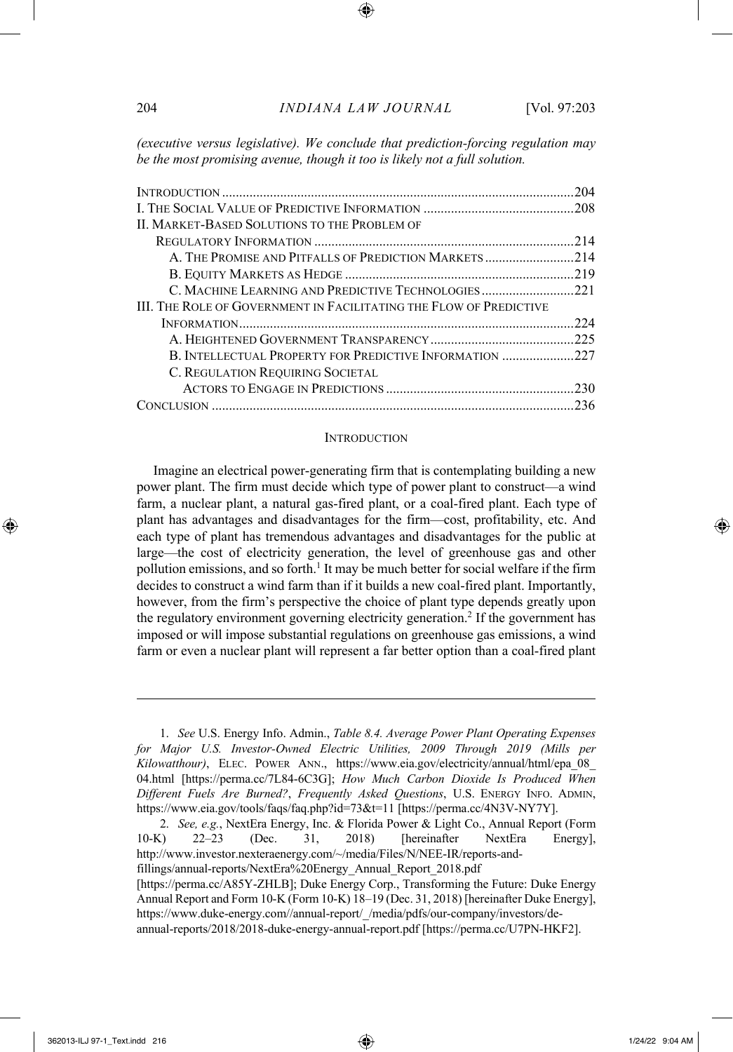*(executive versus legislative). We conclude that prediction-forcing regulation may be the most promising avenue, though it too is likely not a full solution.*

| | |
|---|---|
| INTRODUCTION | 204 |
| I. THE SOCIAL VALUE OF PREDICTIVE INFORMATION | 208 |
| II. MARKET-BASED SOLUTIONS TO THE PROBLEM OF REGULATORY INFORMATION | 214 |
| A. THE PROMISE AND PITFALLS OF PREDICTION MARKETS | 214 |
| B. EQUITY MARKETS AS HEDGE | 219 |
| C. MACHINE LEARNING AND PREDICTIVE TECHNOLOGIES | 221 |
| III. THE ROLE OF GOVERNMENT IN FACILITATING THE FLOW OF PREDICTIVE INFORMATION | 224 |
| A. HEIGHTENED GOVERNMENT TRANSPARENCY | 225 |
| B. INTELLECTUAL PROPERTY FOR PREDICTIVE INFORMATION | 227 |
| C. REGULATION REQUIRING SOCIETAL ACTORS TO ENGAGE IN PREDICTIONS | 230 |
| CONCLUSION | 236 |

## INTRODUCTION

Imagine an electrical power-generating firm that is contemplating building a new power plant. The firm must decide which type of power plant to construct—a wind farm, a nuclear plant, a natural gas-fired plant, or a coal-fired plant. Each type of plant has advantages and disadvantages for the firm—cost, profitability, etc. And each type of plant has tremendous advantages and disadvantages for the public at large—the cost of electricity generation, the level of greenhouse gas and other pollution emissions, and so forth.[1] It may be much better for social welfare if the firm decides to construct a wind farm than if it builds a new coal-fired plant. Importantly, however, from the firm's perspective the choice of plant type depends greatly upon the regulatory environment governing electricity generation.[2] If the government has imposed or will impose substantial regulations on greenhouse gas emissions, a wind farm or even a nuclear plant will represent a far better option than a coal-fired plant

---

1. *See* U.S. Energy Info. Admin., *Table 8.4. Average Power Plant Operating Expenses for Major U.S. Investor-Owned Electric Utilities, 2009 Through 2019 (Mills per Kilowatthour)*, ELEC. POWER ANN., https://www.eia.gov/electricity/annual/html/epa_08_04.html [https://perma.cc/7L84-6C3G]; *How Much Carbon Dioxide Is Produced When Different Fuels Are Burned?*, *Frequently Asked Questions*, U.S. ENERGY INFO. ADMIN, https://www.eia.gov/tools/faqs/faq.php?id=73&t=11 [https://perma.cc/4N3V-NY7Y].

2. *See, e.g.*, NextEra Energy, Inc. & Florida Power & Light Co., Annual Report (Form 10-K) 22–23 (Dec. 31, 2018) [hereinafter NextEra Energy], http://www.investor.nexteraenergy.com/~/media/Files/N/NEE-IR/reports-and-fillings/annual-reports/NextEra%20Energy_Annual_Report_2018.pdf [https://perma.cc/A85Y-ZHLB]; Duke Energy Corp., Transforming the Future: Duke Energy Annual Report and Form 10-K (Form 10-K) 18–19 (Dec. 31, 2018) [hereinafter Duke Energy], https://www.duke-energy.com//annual-report/_/media/pdfs/our-company/investors/de-annual-reports/2018/2018-duke-energy-annual-report.pdf [https://perma.cc/U7PN-HKF2].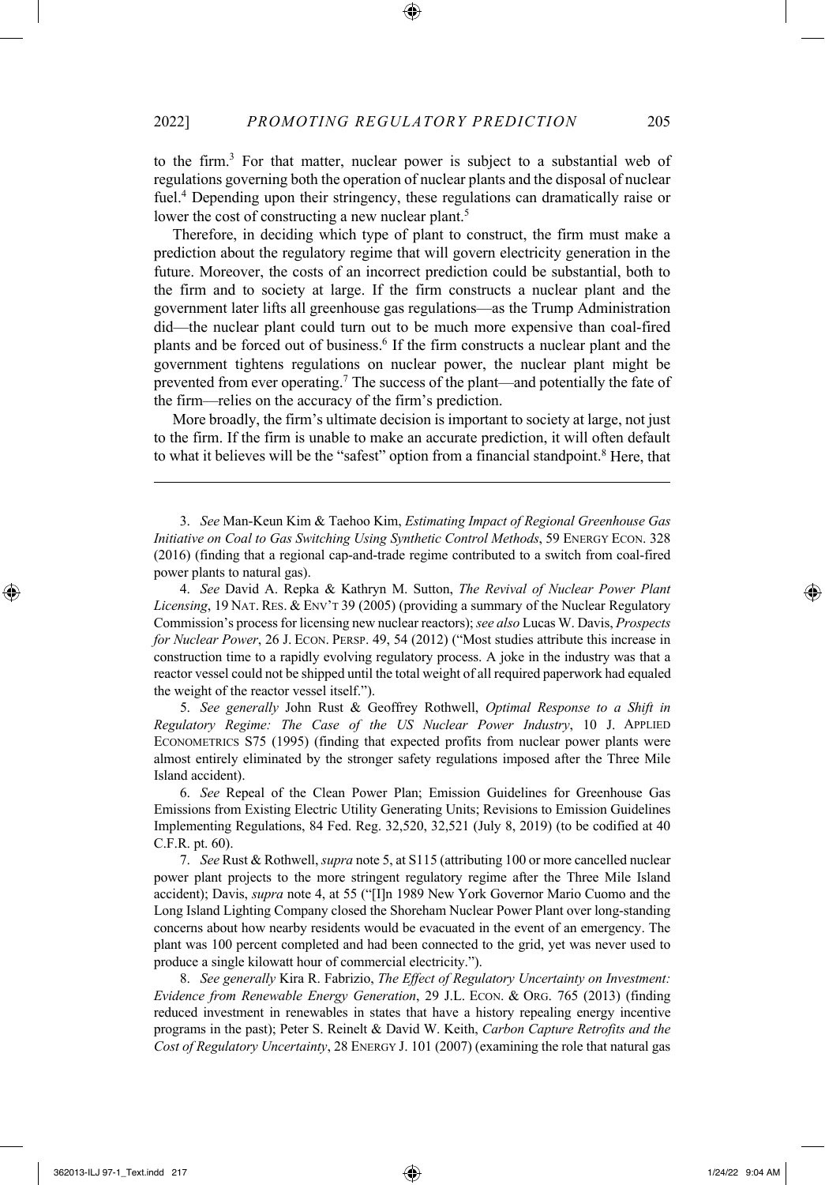to the firm.[3] For that matter, nuclear power is subject to a substantial web of regulations governing both the operation of nuclear plants and the disposal of nuclear fuel.[4] Depending upon their stringency, these regulations can dramatically raise or lower the cost of constructing a new nuclear plant.[5]

Therefore, in deciding which type of plant to construct, the firm must make a prediction about the regulatory regime that will govern electricity generation in the future. Moreover, the costs of an incorrect prediction could be substantial, both to the firm and to society at large. If the firm constructs a nuclear plant and the government later lifts all greenhouse gas regulations—as the Trump Administration did—the nuclear plant could turn out to be much more expensive than coal-fired plants and be forced out of business.[6] If the firm constructs a nuclear plant and the government tightens regulations on nuclear power, the nuclear plant might be prevented from ever operating.[7] The success of the plant—and potentially the fate of the firm—relies on the accuracy of the firm's prediction.

More broadly, the firm's ultimate decision is important to society at large, not just to the firm. If the firm is unable to make an accurate prediction, it will often default to what it believes will be the "safest" option from a financial standpoint.[8] Here, that

---

3. *See* Man-Keun Kim & Taehoo Kim, *Estimating Impact of Regional Greenhouse Gas Initiative on Coal to Gas Switching Using Synthetic Control Methods*, 59 ENERGY ECON. 328 (2016) (finding that a regional cap-and-trade regime contributed to a switch from coal-fired power plants to natural gas).

4. *See* David A. Repka & Kathryn M. Sutton, *The Revival of Nuclear Power Plant Licensing*, 19 NAT. RES. & ENV'T 39 (2005) (providing a summary of the Nuclear Regulatory Commission's process for licensing new nuclear reactors); *see also* Lucas W. Davis, *Prospects for Nuclear Power*, 26 J. ECON. PERSP. 49, 54 (2012) ("Most studies attribute this increase in construction time to a rapidly evolving regulatory process. A joke in the industry was that a reactor vessel could not be shipped until the total weight of all required paperwork had equaled the weight of the reactor vessel itself.").

5. *See generally* John Rust & Geoffrey Rothwell, *Optimal Response to a Shift in Regulatory Regime: The Case of the US Nuclear Power Industry*, 10 J. APPLIED ECONOMETRICS S75 (1995) (finding that expected profits from nuclear power plants were almost entirely eliminated by the stronger safety regulations imposed after the Three Mile Island accident).

6. *See* Repeal of the Clean Power Plan; Emission Guidelines for Greenhouse Gas Emissions from Existing Electric Utility Generating Units; Revisions to Emission Guidelines Implementing Regulations, 84 Fed. Reg. 32,520, 32,521 (July 8, 2019) (to be codified at 40 C.F.R. pt. 60).

7. *See* Rust & Rothwell, *supra* note 5, at S115 (attributing 100 or more cancelled nuclear power plant projects to the more stringent regulatory regime after the Three Mile Island accident); Davis, *supra* note 4, at 55 ("[I]n 1989 New York Governor Mario Cuomo and the Long Island Lighting Company closed the Shoreham Nuclear Power Plant over long-standing concerns about how nearby residents would be evacuated in the event of an emergency. The plant was 100 percent completed and had been connected to the grid, yet was never used to produce a single kilowatt hour of commercial electricity.").

8. *See generally* Kira R. Fabrizio, *The Effect of Regulatory Uncertainty on Investment: Evidence from Renewable Energy Generation*, 29 J.L. ECON. & ORG. 765 (2013) (finding reduced investment in renewables in states that have a history repealing energy incentive programs in the past); Peter S. Reinelt & David W. Keith, *Carbon Capture Retrofits and the Cost of Regulatory Uncertainty*, 28 ENERGY J. 101 (2007) (examining the role that natural gas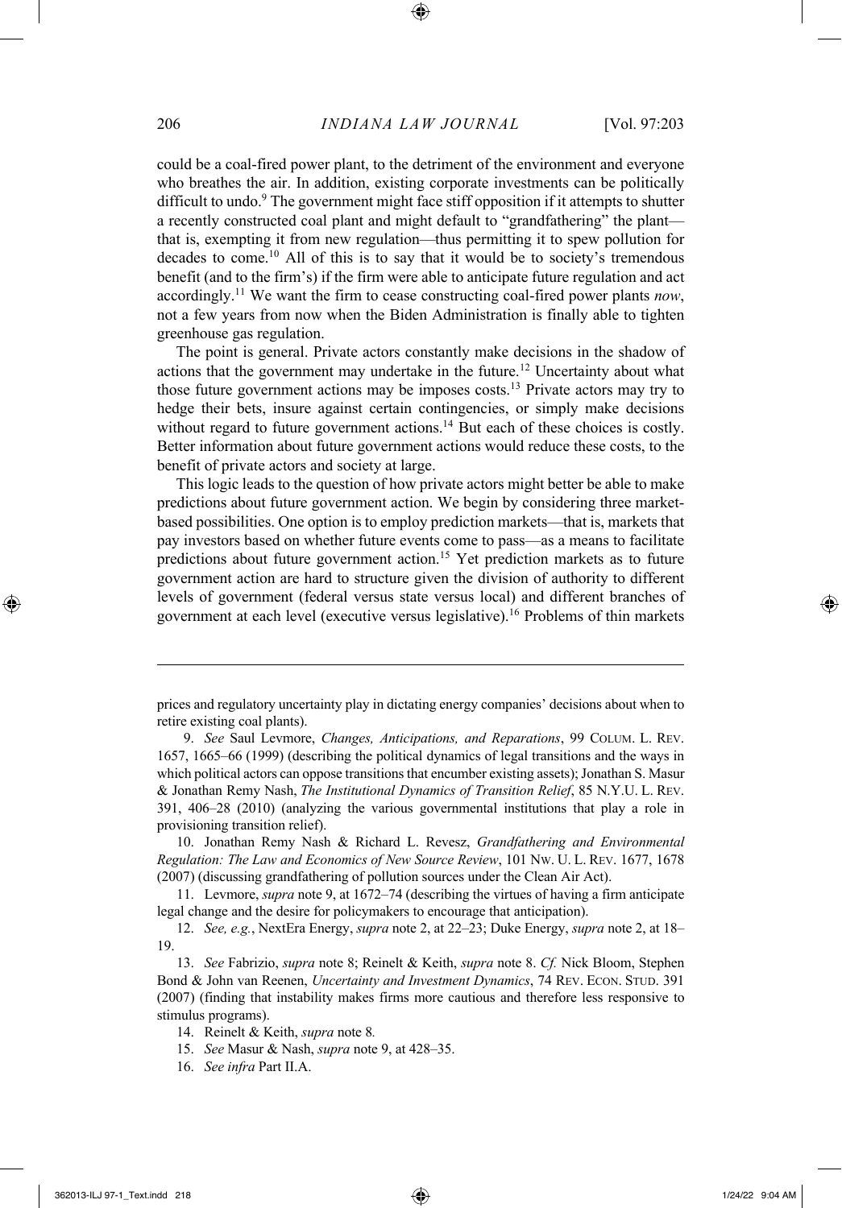could be a coal-fired power plant, to the detriment of the environment and everyone who breathes the air. In addition, existing corporate investments can be politically difficult to undo.[9] The government might face stiff opposition if it attempts to shutter a recently constructed coal plant and might default to "grandfathering" the plant—that is, exempting it from new regulation—thus permitting it to spew pollution for decades to come.[10] All of this is to say that it would be to society's tremendous benefit (and to the firm's) if the firm were able to anticipate future regulation and act accordingly.[11] We want the firm to cease constructing coal-fired power plants *now*, not a few years from now when the Biden Administration is finally able to tighten greenhouse gas regulation.

The point is general. Private actors constantly make decisions in the shadow of actions that the government may undertake in the future.[12] Uncertainty about what those future government actions may be imposes costs.[13] Private actors may try to hedge their bets, insure against certain contingencies, or simply make decisions without regard to future government actions.[14] But each of these choices is costly. Better information about future government actions would reduce these costs, to the benefit of private actors and society at large.

This logic leads to the question of how private actors might better be able to make predictions about future government action. We begin by considering three market-based possibilities. One option is to employ prediction markets—that is, markets that pay investors based on whether future events come to pass—as a means to facilitate predictions about future government action.[15] Yet prediction markets as to future government action are hard to structure given the division of authority to different levels of government (federal versus state versus local) and different branches of government at each level (executive versus legislative).[16] Problems of thin markets

---

prices and regulatory uncertainty play in dictating energy companies' decisions about when to retire existing coal plants).

9. *See* Saul Levmore, *Changes, Anticipations, and Reparations*, 99 COLUM. L. REV. 1657, 1665–66 (1999) (describing the political dynamics of legal transitions and the ways in which political actors can oppose transitions that encumber existing assets); Jonathan S. Masur & Jonathan Remy Nash, *The Institutional Dynamics of Transition Relief*, 85 N.Y.U. L. REV. 391, 406–28 (2010) (analyzing the various governmental institutions that play a role in provisioning transition relief).

10. Jonathan Remy Nash & Richard L. Revesz, *Grandfathering and Environmental Regulation: The Law and Economics of New Source Review*, 101 NW. U. L. REV. 1677, 1678 (2007) (discussing grandfathering of pollution sources under the Clean Air Act).

11. Levmore, *supra* note 9, at 1672–74 (describing the virtues of having a firm anticipate legal change and the desire for policymakers to encourage that anticipation).

12. *See, e.g.*, NextEra Energy, *supra* note 2, at 22–23; Duke Energy, *supra* note 2, at 18–19.

13. *See* Fabrizio, *supra* note 8; Reinelt & Keith, *supra* note 8. *Cf.* Nick Bloom, Stephen Bond & John van Reenen, *Uncertainty and Investment Dynamics*, 74 REV. ECON. STUD. 391 (2007) (finding that instability makes firms more cautious and therefore less responsive to stimulus programs).

14. Reinelt & Keith, *supra* note 8.

15. *See* Masur & Nash, *supra* note 9, at 428–35.

16. *See infra* Part II.A.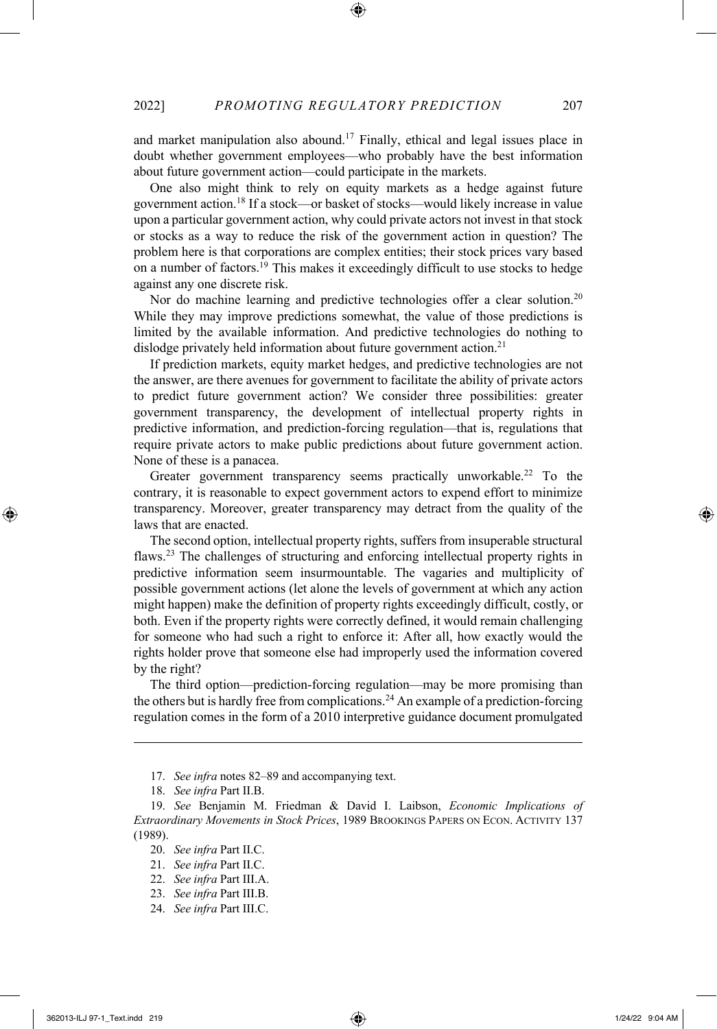and market manipulation also abound.[17] Finally, ethical and legal issues place in doubt whether government employees—who probably have the best information about future government action—could participate in the markets.

One also might think to rely on equity markets as a hedge against future government action.[18] If a stock—or basket of stocks—would likely increase in value upon a particular government action, why could private actors not invest in that stock or stocks as a way to reduce the risk of the government action in question? The problem here is that corporations are complex entities; their stock prices vary based on a number of factors.[19] This makes it exceedingly difficult to use stocks to hedge against any one discrete risk.

Nor do machine learning and predictive technologies offer a clear solution.[20] While they may improve predictions somewhat, the value of those predictions is limited by the available information. And predictive technologies do nothing to dislodge privately held information about future government action.[21]

If prediction markets, equity market hedges, and predictive technologies are not the answer, are there avenues for government to facilitate the ability of private actors to predict future government action? We consider three possibilities: greater government transparency, the development of intellectual property rights in predictive information, and prediction-forcing regulation—that is, regulations that require private actors to make public predictions about future government action. None of these is a panacea.

Greater government transparency seems practically unworkable.[22] To the contrary, it is reasonable to expect government actors to expend effort to minimize transparency. Moreover, greater transparency may detract from the quality of the laws that are enacted.

The second option, intellectual property rights, suffers from insuperable structural flaws.[23] The challenges of structuring and enforcing intellectual property rights in predictive information seem insurmountable. The vagaries and multiplicity of possible government actions (let alone the levels of government at which any action might happen) make the definition of property rights exceedingly difficult, costly, or both. Even if the property rights were correctly defined, it would remain challenging for someone who had such a right to enforce it: After all, how exactly would the rights holder prove that someone else had improperly used the information covered by the right?

The third option—prediction-forcing regulation—may be more promising than the others but is hardly free from complications.[24] An example of a prediction-forcing regulation comes in the form of a 2010 interpretive guidance document promulgated

---

17. *See infra* notes 82–89 and accompanying text.

18. *See infra* Part II.B.

19. *See* Benjamin M. Friedman & David I. Laibson, *Economic Implications of Extraordinary Movements in Stock Prices*, 1989 BROOKINGS PAPERS ON ECON. ACTIVITY 137 (1989).

20. *See infra* Part II.C.

21. *See infra* Part II.C.

22. *See infra* Part III.A.

23. *See infra* Part III.B.

24. *See infra* Part III.C.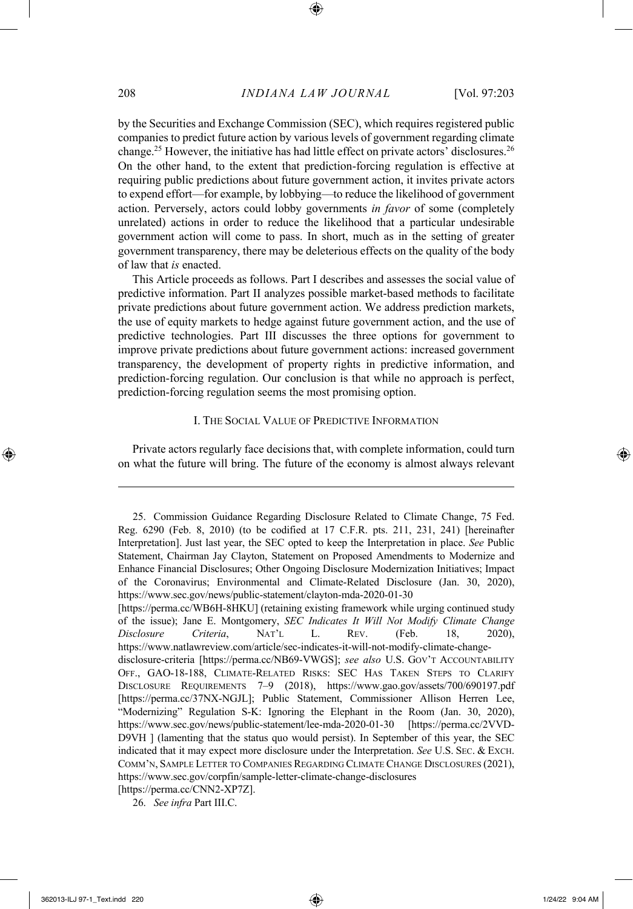by the Securities and Exchange Commission (SEC), which requires registered public companies to predict future action by various levels of government regarding climate change.[25] However, the initiative has had little effect on private actors' disclosures.[26] On the other hand, to the extent that prediction-forcing regulation is effective at requiring public predictions about future government action, it invites private actors to expend effort—for example, by lobbying—to reduce the likelihood of government action. Perversely, actors could lobby governments *in favor* of some (completely unrelated) actions in order to reduce the likelihood that a particular undesirable government action will come to pass. In short, much as in the setting of greater government transparency, there may be deleterious effects on the quality of the body of law that *is* enacted.

This Article proceeds as follows. Part I describes and assesses the social value of predictive information. Part II analyzes possible market-based methods to facilitate private predictions about future government action. We address prediction markets, the use of equity markets to hedge against future government action, and the use of predictive technologies. Part III discusses the three options for government to improve private predictions about future government actions: increased government transparency, the development of property rights in predictive information, and prediction-forcing regulation. Our conclusion is that while no approach is perfect, prediction-forcing regulation seems the most promising option.

## I. THE SOCIAL VALUE OF PREDICTIVE INFORMATION

Private actors regularly face decisions that, with complete information, could turn on what the future will bring. The future of the economy is almost always relevant

---

25. Commission Guidance Regarding Disclosure Related to Climate Change, 75 Fed. Reg. 6290 (Feb. 8, 2010) (to be codified at 17 C.F.R. pts. 211, 231, 241) [hereinafter Interpretation]. Just last year, the SEC opted to keep the Interpretation in place. *See* Public Statement, Chairman Jay Clayton, Statement on Proposed Amendments to Modernize and Enhance Financial Disclosures; Other Ongoing Disclosure Modernization Initiatives; Impact of the Coronavirus; Environmental and Climate-Related Disclosure (Jan. 30, 2020), https://www.sec.gov/news/public-statement/clayton-mda-2020-01-30 [https://perma.cc/WB6H-8HKU] (retaining existing framework while urging continued study of the issue); Jane E. Montgomery, *SEC Indicates It Will Not Modify Climate Change Disclosure Criteria*, NAT'L L. REV. (Feb. 18, 2020), https://www.natlawreview.com/article/sec-indicates-it-will-not-modify-climate-change-disclosure-criteria [https://perma.cc/NB69-VWGS]; *see also* U.S. GOV'T ACCOUNTABILITY OFF., GAO-18-188, CLIMATE-RELATED RISKS: SEC HAS TAKEN STEPS TO CLARIFY DISCLOSURE REQUIREMENTS 7–9 (2018), https://www.gao.gov/assets/700/690197.pdf [https://perma.cc/37NX-NGJL]; Public Statement, Commissioner Allison Herren Lee, "Modernizing" Regulation S-K: Ignoring the Elephant in the Room (Jan. 30, 2020), https://www.sec.gov/news/public-statement/lee-mda-2020-01-30 [https://perma.cc/2VVD-D9VH ] (lamenting that the status quo would persist). In September of this year, the SEC indicated that it may expect more disclosure under the Interpretation. *See* U.S. SEC. & EXCH. COMM'N, SAMPLE LETTER TO COMPANIES REGARDING CLIMATE CHANGE DISCLOSURES (2021), https://www.sec.gov/corpfin/sample-letter-climate-change-disclosures [https://perma.cc/CNN2-XP7Z].

26. *See infra* Part III.C.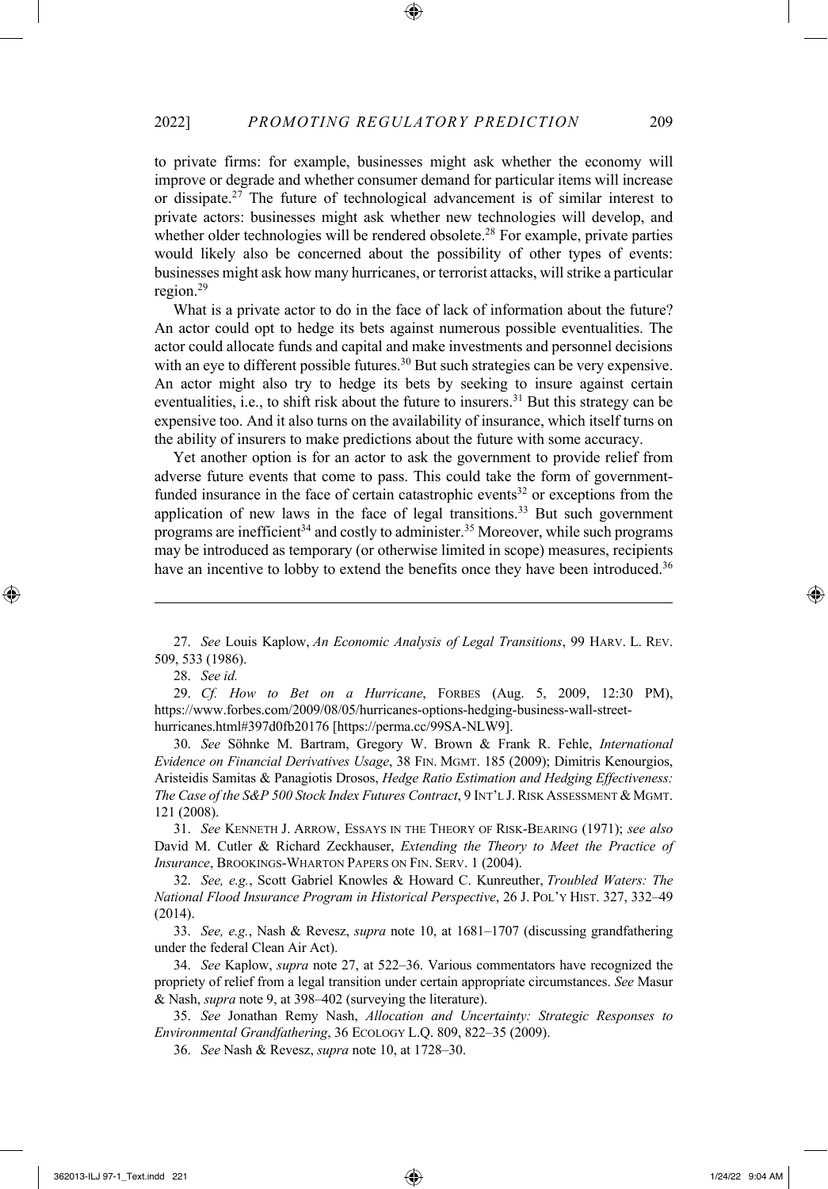to private firms: for example, businesses might ask whether the economy will improve or degrade and whether consumer demand for particular items will increase or dissipate.[27] The future of technological advancement is of similar interest to private actors: businesses might ask whether new technologies will develop, and whether older technologies will be rendered obsolete.[28] For example, private parties would likely also be concerned about the possibility of other types of events: businesses might ask how many hurricanes, or terrorist attacks, will strike a particular region.[29]

What is a private actor to do in the face of lack of information about the future? An actor could opt to hedge its bets against numerous possible eventualities. The actor could allocate funds and capital and make investments and personnel decisions with an eye to different possible futures.[30] But such strategies can be very expensive. An actor might also try to hedge its bets by seeking to insure against certain eventualities, i.e., to shift risk about the future to insurers.[31] But this strategy can be expensive too. And it also turns on the availability of insurance, which itself turns on the ability of insurers to make predictions about the future with some accuracy.

Yet another option is for an actor to ask the government to provide relief from adverse future events that come to pass. This could take the form of government-funded insurance in the face of certain catastrophic events[32] or exceptions from the application of new laws in the face of legal transitions.[33] But such government programs are inefficient[34] and costly to administer.[35] Moreover, while such programs may be introduced as temporary (or otherwise limited in scope) measures, recipients have an incentive to lobby to extend the benefits once they have been introduced.[36]

---

27. *See* Louis Kaplow, *An Economic Analysis of Legal Transitions*, 99 HARV. L. REV. 509, 533 (1986).

28. *See id.*

29. *Cf. How to Bet on a Hurricane*, FORBES (Aug. 5, 2009, 12:30 PM), https://www.forbes.com/2009/08/05/hurricanes-options-hedging-business-wall-street-hurricanes.html#397d0fb20176 [https://perma.cc/99SA-NLW9].

30. *See* Söhnke M. Bartram, Gregory W. Brown & Frank R. Fehle, *International Evidence on Financial Derivatives Usage*, 38 FIN. MGMT. 185 (2009); Dimitris Kenourgios, Aristeidis Samitas & Panagiotis Drosos, *Hedge Ratio Estimation and Hedging Effectiveness: The Case of the S&P 500 Stock Index Futures Contract*, 9 INT'L J. RISK ASSESSMENT & MGMT. 121 (2008).

31. *See* KENNETH J. ARROW, ESSAYS IN THE THEORY OF RISK-BEARING (1971); *see also* David M. Cutler & Richard Zeckhauser, *Extending the Theory to Meet the Practice of Insurance*, BROOKINGS-WHARTON PAPERS ON FIN. SERV. 1 (2004).

32. *See, e.g.*, Scott Gabriel Knowles & Howard C. Kunreuther, *Troubled Waters: The National Flood Insurance Program in Historical Perspective*, 26 J. POL'Y HIST. 327, 332–49 (2014).

33. *See, e.g.*, Nash & Revesz, *supra* note 10, at 1681–1707 (discussing grandfathering under the federal Clean Air Act).

34. *See* Kaplow, *supra* note 27, at 522–36. Various commentators have recognized the propriety of relief from a legal transition under certain appropriate circumstances. *See* Masur & Nash, *supra* note 9, at 398–402 (surveying the literature).

35. *See* Jonathan Remy Nash, *Allocation and Uncertainty: Strategic Responses to Environmental Grandfathering*, 36 ECOLOGY L.Q. 809, 822–35 (2009).

36. *See* Nash & Revesz, *supra* note 10, at 1728–30.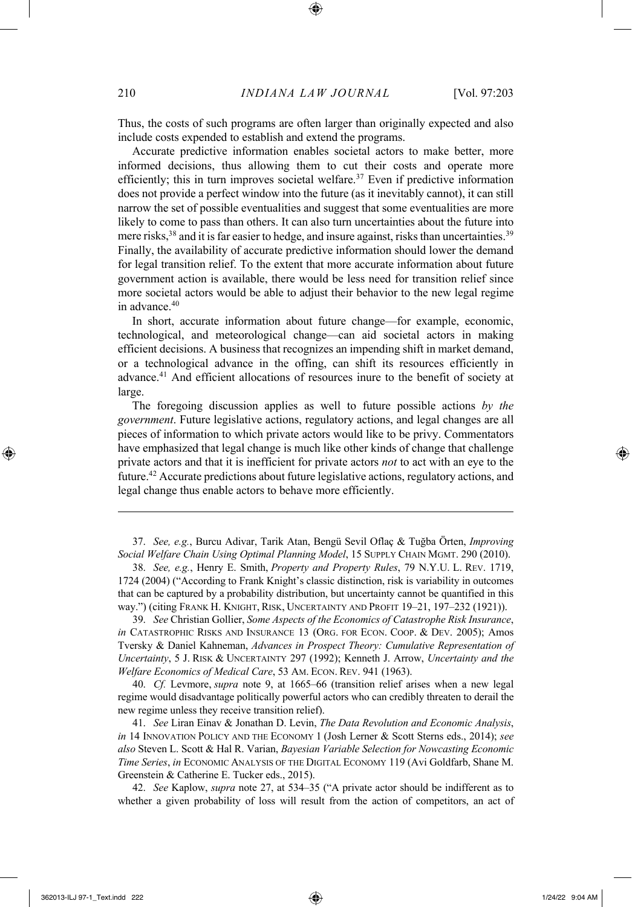Thus, the costs of such programs are often larger than originally expected and also include costs expended to establish and extend the programs.

Accurate predictive information enables societal actors to make better, more informed decisions, thus allowing them to cut their costs and operate more efficiently; this in turn improves societal welfare.[37] Even if predictive information does not provide a perfect window into the future (as it inevitably cannot), it can still narrow the set of possible eventualities and suggest that some eventualities are more likely to come to pass than others. It can also turn uncertainties about the future into mere risks,[38] and it is far easier to hedge, and insure against, risks than uncertainties.[39] Finally, the availability of accurate predictive information should lower the demand for legal transition relief. To the extent that more accurate information about future government action is available, there would be less need for transition relief since more societal actors would be able to adjust their behavior to the new legal regime in advance.[40]

In short, accurate information about future change—for example, economic, technological, and meteorological change—can aid societal actors in making efficient decisions. A business that recognizes an impending shift in market demand, or a technological advance in the offing, can shift its resources efficiently in advance.[41] And efficient allocations of resources inure to the benefit of society at large.

The foregoing discussion applies as well to future possible actions *by the government*. Future legislative actions, regulatory actions, and legal changes are all pieces of information to which private actors would like to be privy. Commentators have emphasized that legal change is much like other kinds of change that challenge private actors and that it is inefficient for private actors *not* to act with an eye to the future.[42] Accurate predictions about future legislative actions, regulatory actions, and legal change thus enable actors to behave more efficiently.

---

37. *See, e.g.*, Burcu Adivar, Tarik Atan, Bengü Sevil Oflaç & Tuğba Örten, *Improving Social Welfare Chain Using Optimal Planning Model*, 15 SUPPLY CHAIN MGMT. 290 (2010).

38. *See, e.g.*, Henry E. Smith, *Property and Property Rules*, 79 N.Y.U. L. REV. 1719, 1724 (2004) ("According to Frank Knight's classic distinction, risk is variability in outcomes that can be captured by a probability distribution, but uncertainty cannot be quantified in this way.") (citing FRANK H. KNIGHT, RISK, UNCERTAINTY AND PROFIT 19–21, 197–232 (1921)).

39. *See* Christian Gollier, *Some Aspects of the Economics of Catastrophe Risk Insurance*, *in* CATASTROPHIC RISKS AND INSURANCE 13 (ORG. FOR ECON. COOP. & DEV. 2005); Amos Tversky & Daniel Kahneman, *Advances in Prospect Theory: Cumulative Representation of Uncertainty*, 5 J. RISK & UNCERTAINTY 297 (1992); Kenneth J. Arrow, *Uncertainty and the Welfare Economics of Medical Care*, 53 AM. ECON. REV. 941 (1963).

40. *Cf.* Levmore, *supra* note 9, at 1665–66 (transition relief arises when a new legal regime would disadvantage politically powerful actors who can credibly threaten to derail the new regime unless they receive transition relief).

41. *See* Liran Einav & Jonathan D. Levin, *The Data Revolution and Economic Analysis*, *in* 14 INNOVATION POLICY AND THE ECONOMY 1 (Josh Lerner & Scott Sterns eds., 2014); *see also* Steven L. Scott & Hal R. Varian, *Bayesian Variable Selection for Nowcasting Economic Time Series*, *in* ECONOMIC ANALYSIS OF THE DIGITAL ECONOMY 119 (Avi Goldfarb, Shane M. Greenstein & Catherine E. Tucker eds., 2015).

42. *See* Kaplow, *supra* note 27, at 534–35 ("A private actor should be indifferent as to whether a given probability of loss will result from the action of competitors, an act of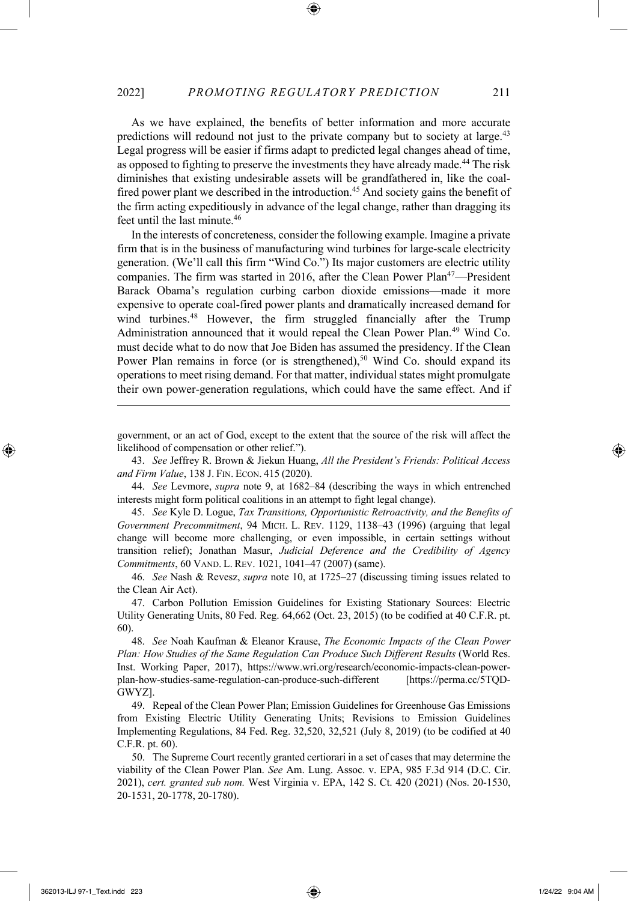As we have explained, the benefits of better information and more accurate predictions will redound not just to the private company but to society at large.[43] Legal progress will be easier if firms adapt to predicted legal changes ahead of time, as opposed to fighting to preserve the investments they have already made.[44] The risk diminishes that existing undesirable assets will be grandfathered in, like the coal-fired power plant we described in the introduction.[45] And society gains the benefit of the firm acting expeditiously in advance of the legal change, rather than dragging its feet until the last minute.[46]

In the interests of concreteness, consider the following example. Imagine a private firm that is in the business of manufacturing wind turbines for large-scale electricity generation. (We'll call this firm "Wind Co.") Its major customers are electric utility companies. The firm was started in 2016, after the Clean Power Plan[47]—President Barack Obama's regulation curbing carbon dioxide emissions—made it more expensive to operate coal-fired power plants and dramatically increased demand for wind turbines.[48] However, the firm struggled financially after the Trump Administration announced that it would repeal the Clean Power Plan.[49] Wind Co. must decide what to do now that Joe Biden has assumed the presidency. If the Clean Power Plan remains in force (or is strengthened),[50] Wind Co. should expand its operations to meet rising demand. For that matter, individual states might promulgate their own power-generation regulations, which could have the same effect. And if

---

government, or an act of God, except to the extent that the source of the risk will affect the likelihood of compensation or other relief.").

43. *See* Jeffrey R. Brown & Jiekun Huang, *All the President's Friends: Political Access and Firm Value*, 138 J. FIN. ECON. 415 (2020).

44. *See* Levmore, *supra* note 9, at 1682–84 (describing the ways in which entrenched interests might form political coalitions in an attempt to fight legal change).

45. *See* Kyle D. Logue, *Tax Transitions, Opportunistic Retroactivity, and the Benefits of Government Precommitment*, 94 MICH. L. REV. 1129, 1138–43 (1996) (arguing that legal change will become more challenging, or even impossible, in certain settings without transition relief); Jonathan Masur, *Judicial Deference and the Credibility of Agency Commitments*, 60 VAND. L. REV. 1021, 1041–47 (2007) (same).

46. *See* Nash & Revesz, *supra* note 10, at 1725–27 (discussing timing issues related to the Clean Air Act).

47. Carbon Pollution Emission Guidelines for Existing Stationary Sources: Electric Utility Generating Units, 80 Fed. Reg. 64,662 (Oct. 23, 2015) (to be codified at 40 C.F.R. pt. 60).

48. *See* Noah Kaufman & Eleanor Krause, *The Economic Impacts of the Clean Power Plan: How Studies of the Same Regulation Can Produce Such Different Results* (World Res. Inst. Working Paper, 2017), https://www.wri.org/research/economic-impacts-clean-power-plan-how-studies-same-regulation-can-produce-such-different [https://perma.cc/5TQD-GWYZ].

49. Repeal of the Clean Power Plan; Emission Guidelines for Greenhouse Gas Emissions from Existing Electric Utility Generating Units; Revisions to Emission Guidelines Implementing Regulations, 84 Fed. Reg. 32,520, 32,521 (July 8, 2019) (to be codified at 40 C.F.R. pt. 60).

50. The Supreme Court recently granted certiorari in a set of cases that may determine the viability of the Clean Power Plan. *See* Am. Lung. Assoc. v. EPA, 985 F.3d 914 (D.C. Cir. 2021), *cert. granted sub nom.* West Virginia v. EPA, 142 S. Ct. 420 (2021) (Nos. 20-1530, 20-1531, 20-1778, 20-1780).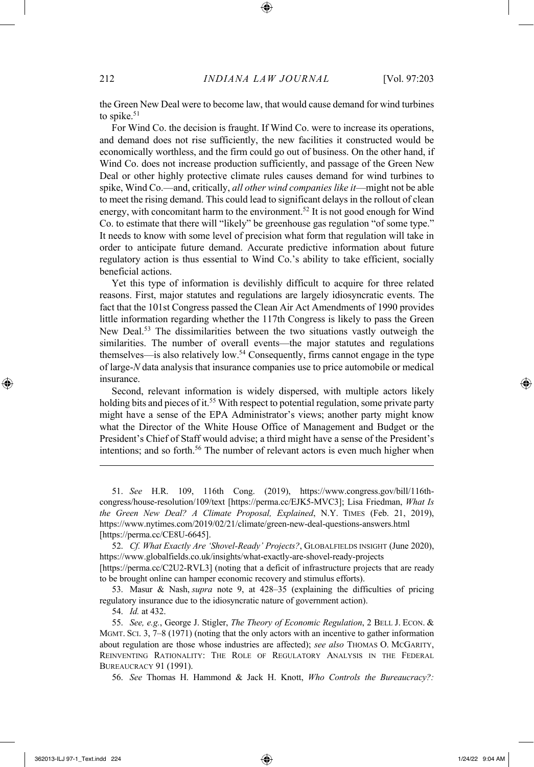the Green New Deal were to become law, that would cause demand for wind turbines to spike.[51]

For Wind Co. the decision is fraught. If Wind Co. were to increase its operations, and demand does not rise sufficiently, the new facilities it constructed would be economically worthless, and the firm could go out of business. On the other hand, if Wind Co. does not increase production sufficiently, and passage of the Green New Deal or other highly protective climate rules causes demand for wind turbines to spike, Wind Co.—and, critically, *all other wind companies like it*—might not be able to meet the rising demand. This could lead to significant delays in the rollout of clean energy, with concomitant harm to the environment.[52] It is not good enough for Wind Co. to estimate that there will "likely" be greenhouse gas regulation "of some type." It needs to know with some level of precision what form that regulation will take in order to anticipate future demand. Accurate predictive information about future regulatory action is thus essential to Wind Co.'s ability to take efficient, socially beneficial actions.

Yet this type of information is devilishly difficult to acquire for three related reasons. First, major statutes and regulations are largely idiosyncratic events. The fact that the 101st Congress passed the Clean Air Act Amendments of 1990 provides little information regarding whether the 117th Congress is likely to pass the Green New Deal.[53] The dissimilarities between the two situations vastly outweigh the similarities. The number of overall events—the major statutes and regulations themselves—is also relatively low.[54] Consequently, firms cannot engage in the type of large-*N* data analysis that insurance companies use to price automobile or medical insurance.

Second, relevant information is widely dispersed, with multiple actors likely holding bits and pieces of it.[55] With respect to potential regulation, some private party might have a sense of the EPA Administrator's views; another party might know what the Director of the White House Office of Management and Budget or the President's Chief of Staff would advise; a third might have a sense of the President's intentions; and so forth.[56] The number of relevant actors is even much higher when

---

51. *See* H.R. 109, 116th Cong. (2019), https://www.congress.gov/bill/116th-congress/house-resolution/109/text [https://perma.cc/EJK5-MVC3]; Lisa Friedman, *What Is the Green New Deal? A Climate Proposal, Explained*, N.Y. TIMES (Feb. 21, 2019), https://www.nytimes.com/2019/02/21/climate/green-new-deal-questions-answers.html [https://perma.cc/CE8U-6645].

52. *Cf. What Exactly Are 'Shovel-Ready' Projects?*, GLOBALFIELDS INSIGHT (June 2020), https://www.globalfields.co.uk/insights/what-exactly-are-shovel-ready-projects [https://perma.cc/C2U2-RVL3] (noting that a deficit of infrastructure projects that are ready to be brought online can hamper economic recovery and stimulus efforts).

53. Masur & Nash, *supra* note 9, at 428–35 (explaining the difficulties of pricing regulatory insurance due to the idiosyncratic nature of government action).

54. *Id.* at 432.

55. *See, e.g.*, George J. Stigler, *The Theory of Economic Regulation*, 2 BELL J. ECON. & MGMT. SCI. 3, 7–8 (1971) (noting that the only actors with an incentive to gather information about regulation are those whose industries are affected); *see also* THOMAS O. MCGARITY, REINVENTING RATIONALITY: THE ROLE OF REGULATORY ANALYSIS IN THE FEDERAL BUREAUCRACY 91 (1991).

56. *See* Thomas H. Hammond & Jack H. Knott, *Who Controls the Bureaucracy?:*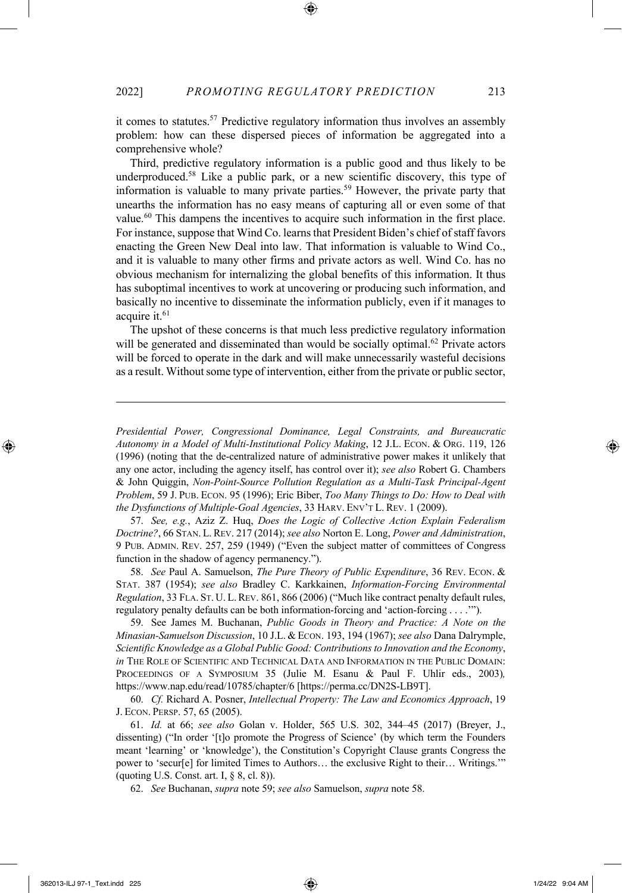it comes to statutes.[57] Predictive regulatory information thus involves an assembly problem: how can these dispersed pieces of information be aggregated into a comprehensive whole?

Third, predictive regulatory information is a public good and thus likely to be underproduced.[58] Like a public park, or a new scientific discovery, this type of information is valuable to many private parties.[59] However, the private party that unearths the information has no easy means of capturing all or even some of that value.[60] This dampens the incentives to acquire such information in the first place. For instance, suppose that Wind Co. learns that President Biden's chief of staff favors enacting the Green New Deal into law. That information is valuable to Wind Co., and it is valuable to many other firms and private actors as well. Wind Co. has no obvious mechanism for internalizing the global benefits of this information. It thus has suboptimal incentives to work at uncovering or producing such information, and basically no incentive to disseminate the information publicly, even if it manages to acquire it.[61]

The upshot of these concerns is that much less predictive regulatory information will be generated and disseminated than would be socially optimal.[62] Private actors will be forced to operate in the dark and will make unnecessarily wasteful decisions as a result. Without some type of intervention, either from the private or public sector,

---

*Presidential Power, Congressional Dominance, Legal Constraints, and Bureaucratic Autonomy in a Model of Multi-Institutional Policy Making*, 12 J.L. ECON. & ORG. 119, 126 (1996) (noting that the de-centralized nature of administrative power makes it unlikely that any one actor, including the agency itself, has control over it); *see also* Robert G. Chambers & John Quiggin, *Non-Point-Source Pollution Regulation as a Multi-Task Principal-Agent Problem*, 59 J. PUB. ECON. 95 (1996); Eric Biber, *Too Many Things to Do: How to Deal with the Dysfunctions of Multiple-Goal Agencies*, 33 HARV. ENV'T L. REV. 1 (2009).

57. *See, e.g.*, Aziz Z. Huq, *Does the Logic of Collective Action Explain Federalism Doctrine?*, 66 STAN. L. REV. 217 (2014); *see also* Norton E. Long, *Power and Administration*, 9 PUB. ADMIN. REV. 257, 259 (1949) ("Even the subject matter of committees of Congress function in the shadow of agency permanency.").

58. *See* Paul A. Samuelson, *The Pure Theory of Public Expenditure*, 36 REV. ECON. & STAT. 387 (1954); *see also* Bradley C. Karkkainen, *Information-Forcing Environmental Regulation*, 33 FLA. ST. U. L. REV. 861, 866 (2006) ("Much like contract penalty default rules, regulatory penalty defaults can be both information-forcing and 'action-forcing . . . .'").

59. See James M. Buchanan, *Public Goods in Theory and Practice: A Note on the Minasian-Samuelson Discussion*, 10 J.L. & ECON. 193, 194 (1967); *see also* Dana Dalrymple, *Scientific Knowledge as a Global Public Good: Contributions to Innovation and the Economy*, *in* THE ROLE OF SCIENTIFIC AND TECHNICAL DATA AND INFORMATION IN THE PUBLIC DOMAIN: PROCEEDINGS OF A SYMPOSIUM 35 (Julie M. Esanu & Paul F. Uhlir eds., 2003), https://www.nap.edu/read/10785/chapter/6 [https://perma.cc/DN2S-LB9T].

60. *Cf.* Richard A. Posner, *Intellectual Property: The Law and Economics Approach*, 19 J. ECON. PERSP. 57, 65 (2005).

61. *Id.* at 66; *see also* Golan v. Holder, 565 U.S. 302, 344–45 (2017) (Breyer, J., dissenting) ("In order '[t]o promote the Progress of Science' (by which term the Founders meant 'learning' or 'knowledge'), the Constitution's Copyright Clause grants Congress the power to 'secur[e] for limited Times to Authors… the exclusive Right to their… Writings.'" (quoting U.S. Const. art. I, § 8, cl. 8)).

62. *See* Buchanan, *supra* note 59; *see also* Samuelson, *supra* note 58.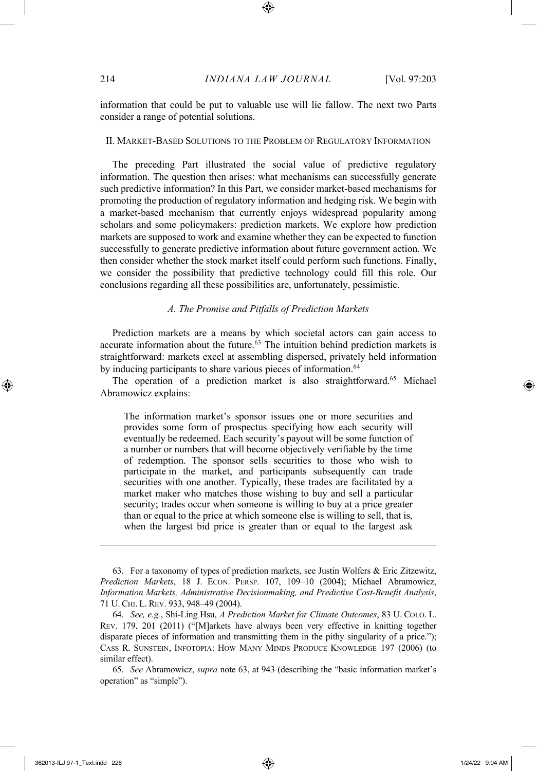information that could be put to valuable use will lie fallow. The next two Parts consider a range of potential solutions.

## II. Market-Based Solutions to the Problem of Regulatory Information

The preceding Part illustrated the social value of predictive regulatory information. The question then arises: what mechanisms can successfully generate such predictive information? In this Part, we consider market-based mechanisms for promoting the production of regulatory information and hedging risk. We begin with a market-based mechanism that currently enjoys widespread popularity among scholars and some policymakers: prediction markets. We explore how prediction markets are supposed to work and examine whether they can be expected to function successfully to generate predictive information about future government action. We then consider whether the stock market itself could perform such functions. Finally, we consider the possibility that predictive technology could fill this role. Our conclusions regarding all these possibilities are, unfortunately, pessimistic.

### *A. The Promise and Pitfalls of Prediction Markets*

Prediction markets are a means by which societal actors can gain access to accurate information about the future.[63] The intuition behind prediction markets is straightforward: markets excel at assembling dispersed, privately held information by inducing participants to share various pieces of information.[64]

The operation of a prediction market is also straightforward.[65] Michael Abramowicz explains:

> The information market's sponsor issues one or more securities and provides some form of prospectus specifying how each security will eventually be redeemed. Each security's payout will be some function of a number or numbers that will become objectively verifiable by the time of redemption. The sponsor sells securities to those who wish to participate in the market, and participants subsequently can trade securities with one another. Typically, these trades are facilitated by a market maker who matches those wishing to buy and sell a particular security; trades occur when someone is willing to buy at a price greater than or equal to the price at which someone else is willing to sell, that is, when the largest bid price is greater than or equal to the largest ask

---

63. For a taxonomy of types of prediction markets, see Justin Wolfers & Eric Zitzewitz, *Prediction Markets*, 18 J. Econ. Persp. 107, 109–10 (2004); Michael Abramowicz, *Information Markets, Administrative Decisionmaking, and Predictive Cost-Benefit Analysis*, 71 U. Chi. L. Rev. 933, 948–49 (2004).

64. *See, e.g.*, Shi-Ling Hsu, *A Prediction Market for Climate Outcomes*, 83 U. Colo. L. Rev. 179, 201 (2011) ("[M]arkets have always been very effective in knitting together disparate pieces of information and transmitting them in the pithy singularity of a price."); Cass R. Sunstein, Infotopia: How Many Minds Produce Knowledge 197 (2006) (to similar effect).

65. *See* Abramowicz, *supra* note 63, at 943 (describing the "basic information market's operation" as "simple").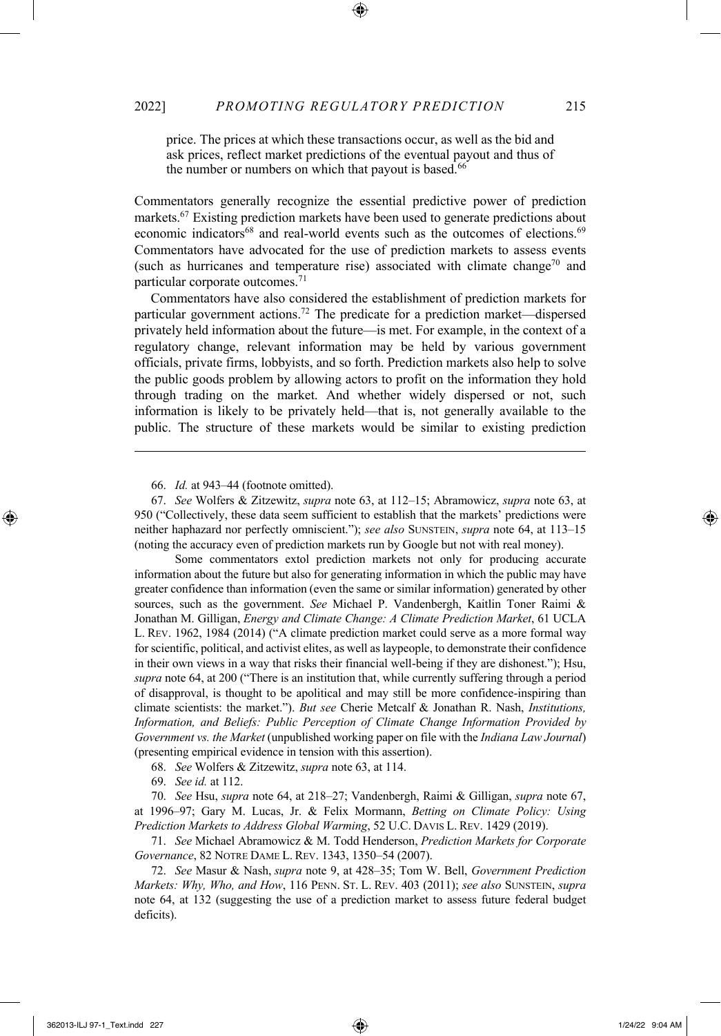price. The prices at which these transactions occur, as well as the bid and ask prices, reflect market predictions of the eventual payout and thus of the number or numbers on which that payout is based.[66]

Commentators generally recognize the essential predictive power of prediction markets.[67] Existing prediction markets have been used to generate predictions about economic indicators[68] and real-world events such as the outcomes of elections.[69] Commentators have advocated for the use of prediction markets to assess events (such as hurricanes and temperature rise) associated with climate change[70] and particular corporate outcomes.[71]

Commentators have also considered the establishment of prediction markets for particular government actions.[72] The predicate for a prediction market—dispersed privately held information about the future—is met. For example, in the context of a regulatory change, relevant information may be held by various government officials, private firms, lobbyists, and so forth. Prediction markets also help to solve the public goods problem by allowing actors to profit on the information they hold through trading on the market. And whether widely dispersed or not, such information is likely to be privately held—that is, not generally available to the public. The structure of these markets would be similar to existing prediction

---

66. *Id.* at 943–44 (footnote omitted).

67. *See* Wolfers & Zitzewitz, *supra* note 63, at 112–15; Abramowicz, *supra* note 63, at 950 ("Collectively, these data seem sufficient to establish that the markets' predictions were neither haphazard nor perfectly omniscient."); *see also* SUNSTEIN, *supra* note 64, at 113–15 (noting the accuracy even of prediction markets run by Google but not with real money).

Some commentators extol prediction markets not only for producing accurate information about the future but also for generating information in which the public may have greater confidence than information (even the same or similar information) generated by other sources, such as the government. *See* Michael P. Vandenbergh, Kaitlin Toner Raimi & Jonathan M. Gilligan, *Energy and Climate Change: A Climate Prediction Market*, 61 UCLA L. REV. 1962, 1984 (2014) ("A climate prediction market could serve as a more formal way for scientific, political, and activist elites, as well as laypeople, to demonstrate their confidence in their own views in a way that risks their financial well-being if they are dishonest."); Hsu, *supra* note 64, at 200 ("There is an institution that, while currently suffering through a period of disapproval, is thought to be apolitical and may still be more confidence-inspiring than climate scientists: the market."). *But see* Cherie Metcalf & Jonathan R. Nash, *Institutions, Information, and Beliefs: Public Perception of Climate Change Information Provided by Government vs. the Market* (unpublished working paper on file with the *Indiana Law Journal*) (presenting empirical evidence in tension with this assertion).

68. *See* Wolfers & Zitzewitz, *supra* note 63, at 114.

69. *See id.* at 112.

70. *See* Hsu, *supra* note 64, at 218–27; Vandenbergh, Raimi & Gilligan, *supra* note 67, at 1996–97; Gary M. Lucas, Jr. & Felix Mormann, *Betting on Climate Policy: Using Prediction Markets to Address Global Warming*, 52 U.C. DAVIS L. REV. 1429 (2019).

71. *See* Michael Abramowicz & M. Todd Henderson, *Prediction Markets for Corporate Governance*, 82 NOTRE DAME L. REV. 1343, 1350–54 (2007).

72. *See* Masur & Nash, *supra* note 9, at 428–35; Tom W. Bell, *Government Prediction Markets: Why, Who, and How*, 116 PENN. ST. L. REV. 403 (2011); *see also* SUNSTEIN, *supra* note 64, at 132 (suggesting the use of a prediction market to assess future federal budget deficits).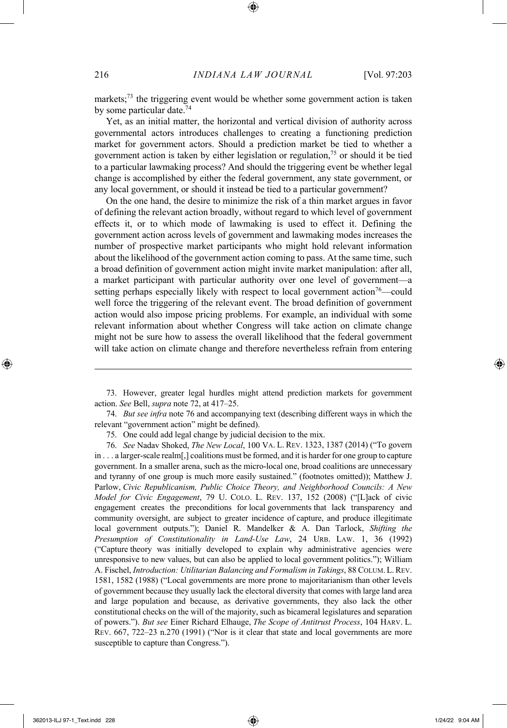markets;[73] the triggering event would be whether some government action is taken by some particular date.[74]

Yet, as an initial matter, the horizontal and vertical division of authority across governmental actors introduces challenges to creating a functioning prediction market for government actors. Should a prediction market be tied to whether a government action is taken by either legislation or regulation,[75] or should it be tied to a particular lawmaking process? And should the triggering event be whether legal change is accomplished by either the federal government, any state government, or any local government, or should it instead be tied to a particular government?

On the one hand, the desire to minimize the risk of a thin market argues in favor of defining the relevant action broadly, without regard to which level of government effects it, or to which mode of lawmaking is used to effect it. Defining the government action across levels of government and lawmaking modes increases the number of prospective market participants who might hold relevant information about the likelihood of the government action coming to pass. At the same time, such a broad definition of government action might invite market manipulation: after all, a market participant with particular authority over one level of government—a setting perhaps especially likely with respect to local government action[76]—could well force the triggering of the relevant event. The broad definition of government action would also impose pricing problems. For example, an individual with some relevant information about whether Congress will take action on climate change might not be sure how to assess the overall likelihood that the federal government will take action on climate change and therefore nevertheless refrain from entering

---

73. However, greater legal hurdles might attend prediction markets for government action. *See* Bell, *supra* note 72, at 417–25.

74. *But see infra* note 76 and accompanying text (describing different ways in which the relevant "government action" might be defined).

75. One could add legal change by judicial decision to the mix.

76. *See* Nadav Shoked, *The New Local*, 100 VA. L. REV. 1323, 1387 (2014) ("To govern in . . . a larger-scale realm[,] coalitions must be formed, and it is harder for one group to capture government. In a smaller arena, such as the micro-local one, broad coalitions are unnecessary and tyranny of one group is much more easily sustained." (footnotes omitted)); Matthew J. Parlow, *Civic Republicanism, Public Choice Theory, and Neighborhood Councils: A New Model for Civic Engagement*, 79 U. COLO. L. REV. 137, 152 (2008) ("[L]ack of civic engagement creates the preconditions for local governments that lack transparency and community oversight, are subject to greater incidence of capture, and produce illegitimate local government outputs."); Daniel R. Mandelker & A. Dan Tarlock, *Shifting the Presumption of Constitutionality in Land-Use Law*, 24 URB. LAW. 1, 36 (1992) ("Capture theory was initially developed to explain why administrative agencies were unresponsive to new values, but can also be applied to local government politics."); William A. Fischel, *Introduction: Utilitarian Balancing and Formalism in Takings*, 88 COLUM. L. REV. 1581, 1582 (1988) ("Local governments are more prone to majoritarianism than other levels of government because they usually lack the electoral diversity that comes with large land area and large population and because, as derivative governments, they also lack the other constitutional checks on the will of the majority, such as bicameral legislatures and separation of powers."). *But see* Einer Richard Elhauge, *The Scope of Antitrust Process*, 104 HARV. L. REV. 667, 722–23 n.270 (1991) ("Nor is it clear that state and local governments are more susceptible to capture than Congress.").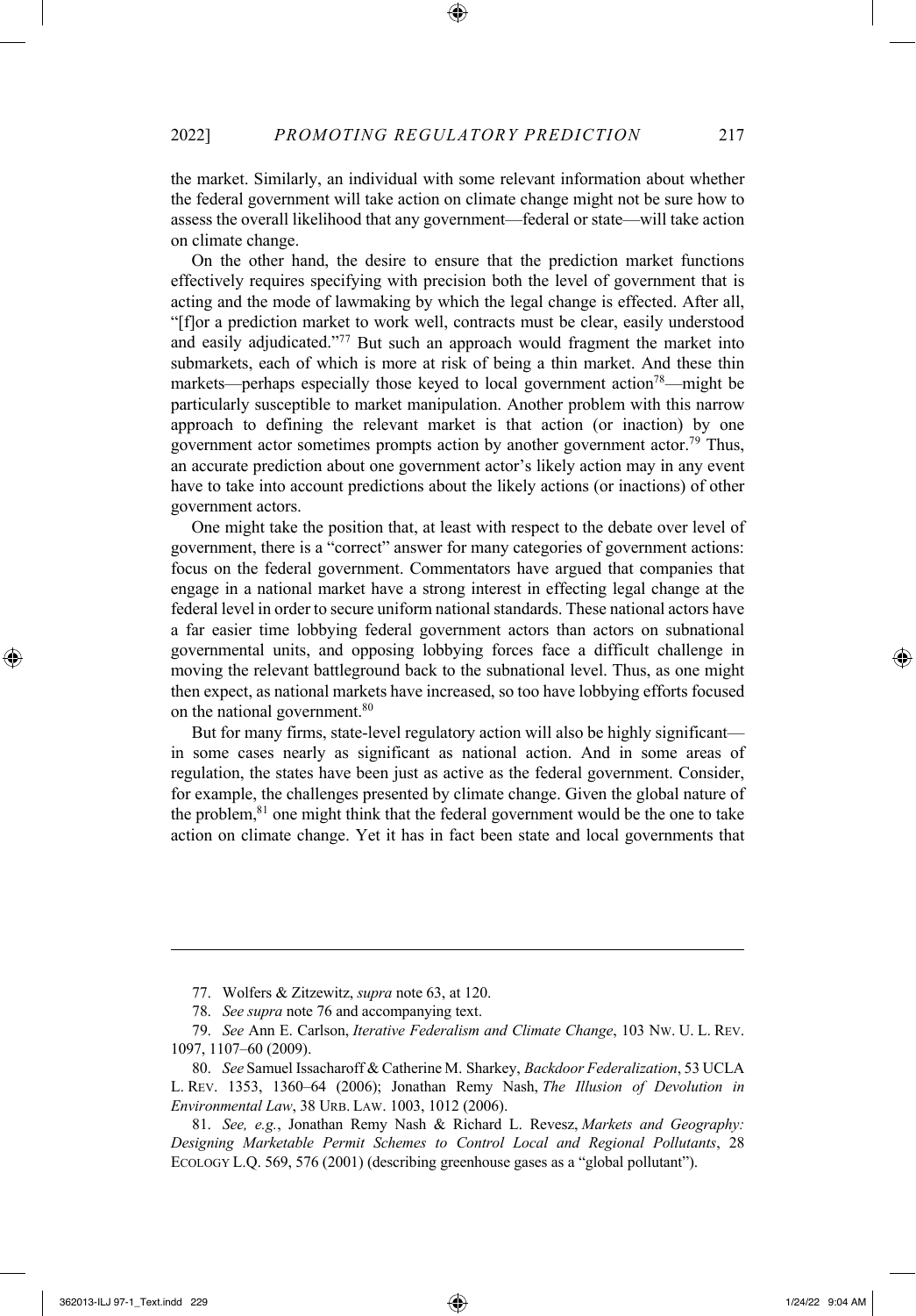the market. Similarly, an individual with some relevant information about whether the federal government will take action on climate change might not be sure how to assess the overall likelihood that any government—federal or state—will take action on climate change.

On the other hand, the desire to ensure that the prediction market functions effectively requires specifying with precision both the level of government that is acting and the mode of lawmaking by which the legal change is effected. After all, "[f]or a prediction market to work well, contracts must be clear, easily understood and easily adjudicated."[77] But such an approach would fragment the market into submarkets, each of which is more at risk of being a thin market. And these thin markets—perhaps especially those keyed to local government action[78]—might be particularly susceptible to market manipulation. Another problem with this narrow approach to defining the relevant market is that action (or inaction) by one government actor sometimes prompts action by another government actor.[79] Thus, an accurate prediction about one government actor's likely action may in any event have to take into account predictions about the likely actions (or inactions) of other government actors.

One might take the position that, at least with respect to the debate over level of government, there is a "correct" answer for many categories of government actions: focus on the federal government. Commentators have argued that companies that engage in a national market have a strong interest in effecting legal change at the federal level in order to secure uniform national standards. These national actors have a far easier time lobbying federal government actors than actors on subnational governmental units, and opposing lobbying forces face a difficult challenge in moving the relevant battleground back to the subnational level. Thus, as one might then expect, as national markets have increased, so too have lobbying efforts focused on the national government.[80]

But for many firms, state-level regulatory action will also be highly significant—in some cases nearly as significant as national action. And in some areas of regulation, the states have been just as active as the federal government. Consider, for example, the challenges presented by climate change. Given the global nature of the problem,[81] one might think that the federal government would be the one to take action on climate change. Yet it has in fact been state and local governments that

---

77. Wolfers & Zitzewitz, *supra* note 63, at 120.

78. *See supra* note 76 and accompanying text.

79. *See* Ann E. Carlson, *Iterative Federalism and Climate Change*, 103 NW. U. L. REV. 1097, 1107–60 (2009).

80. *See* Samuel Issacharoff & Catherine M. Sharkey, *Backdoor Federalization*, 53 UCLA L. REV. 1353, 1360–64 (2006); Jonathan Remy Nash, *The Illusion of Devolution in Environmental Law*, 38 URB. LAW. 1003, 1012 (2006).

81. *See, e.g.*, Jonathan Remy Nash & Richard L. Revesz, *Markets and Geography: Designing Marketable Permit Schemes to Control Local and Regional Pollutants*, 28 ECOLOGY L.Q. 569, 576 (2001) (describing greenhouse gases as a "global pollutant").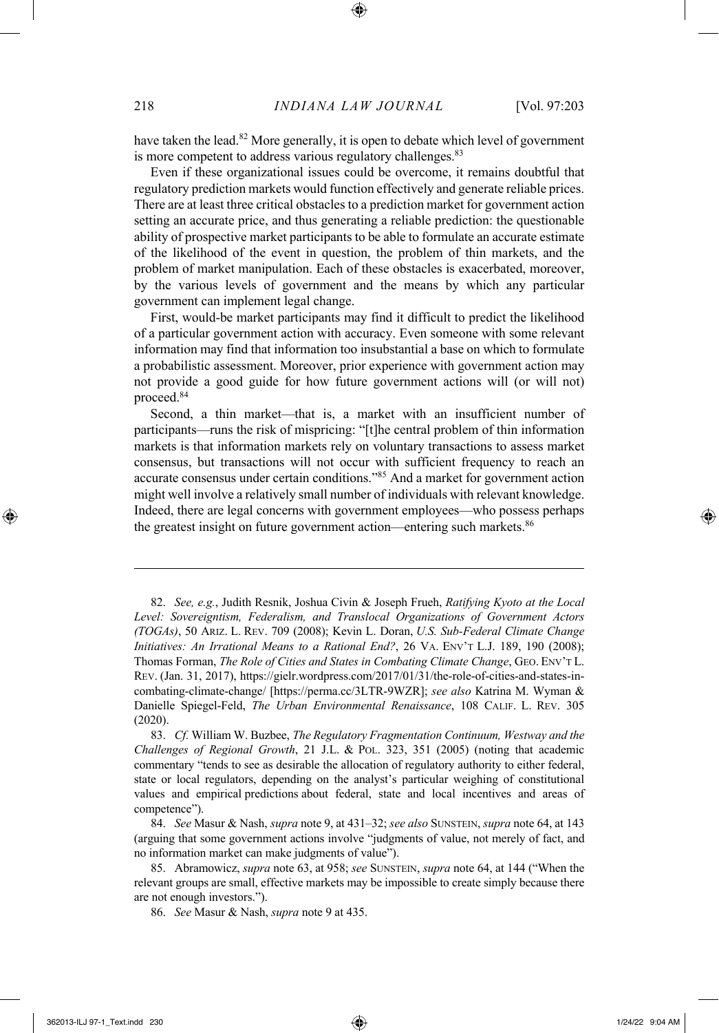have taken the lead.[82] More generally, it is open to debate which level of government is more competent to address various regulatory challenges.[83]

Even if these organizational issues could be overcome, it remains doubtful that regulatory prediction markets would function effectively and generate reliable prices. There are at least three critical obstacles to a prediction market for government action setting an accurate price, and thus generating a reliable prediction: the questionable ability of prospective market participants to be able to formulate an accurate estimate of the likelihood of the event in question, the problem of thin markets, and the problem of market manipulation. Each of these obstacles is exacerbated, moreover, by the various levels of government and the means by which any particular government can implement legal change.

First, would-be market participants may find it difficult to predict the likelihood of a particular government action with accuracy. Even someone with some relevant information may find that information too insubstantial a base on which to formulate a probabilistic assessment. Moreover, prior experience with government action may not provide a good guide for how future government actions will (or will not) proceed.[84]

Second, a thin market—that is, a market with an insufficient number of participants—runs the risk of mispricing: "[t]he central problem of thin information markets is that information markets rely on voluntary transactions to assess market consensus, but transactions will not occur with sufficient frequency to reach an accurate consensus under certain conditions."[85] And a market for government action might well involve a relatively small number of individuals with relevant knowledge. Indeed, there are legal concerns with government employees—who possess perhaps the greatest insight on future government action—entering such markets.[86]

---

82. *See, e.g.*, Judith Resnik, Joshua Civin & Joseph Frueh, *Ratifying Kyoto at the Local Level: Sovereigntism, Federalism, and Translocal Organizations of Government Actors (TOGAs)*, 50 ARIZ. L. REV. 709 (2008); Kevin L. Doran, *U.S. Sub-Federal Climate Change Initiatives: An Irrational Means to a Rational End?*, 26 VA. ENV'T L.J. 189, 190 (2008); Thomas Forman, *The Role of Cities and States in Combating Climate Change*, GEO. ENV'T L. REV. (Jan. 31, 2017), https://gielr.wordpress.com/2017/01/31/the-role-of-cities-and-states-in-combating-climate-change/ [https://perma.cc/3LTR-9WZR]; *see also* Katrina M. Wyman & Danielle Spiegel-Feld, *The Urban Environmental Renaissance*, 108 CALIF. L. REV. 305 (2020).

83. *Cf.* William W. Buzbee, *The Regulatory Fragmentation Continuum, Westway and the Challenges of Regional Growth*, 21 J.L. & POL. 323, 351 (2005) (noting that academic commentary "tends to see as desirable the allocation of regulatory authority to either federal, state or local regulators, depending on the analyst's particular weighing of constitutional values and empirical predictions about federal, state and local incentives and areas of competence").

84. *See* Masur & Nash, *supra* note 9, at 431–32; *see also* SUNSTEIN, *supra* note 64, at 143 (arguing that some government actions involve "judgments of value, not merely of fact, and no information market can make judgments of value").

85. Abramowicz, *supra* note 63, at 958; *see* SUNSTEIN, *supra* note 64, at 144 ("When the relevant groups are small, effective markets may be impossible to create simply because there are not enough investors.").

86. *See* Masur & Nash, *supra* note 9 at 435.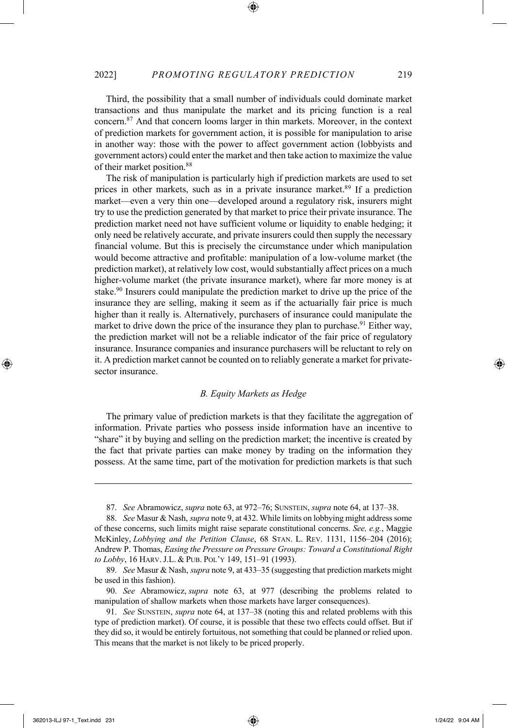Third, the possibility that a small number of individuals could dominate market transactions and thus manipulate the market and its pricing function is a real concern.[87] And that concern looms larger in thin markets. Moreover, in the context of prediction markets for government action, it is possible for manipulation to arise in another way: those with the power to affect government action (lobbyists and government actors) could enter the market and then take action to maximize the value of their market position.[88]

The risk of manipulation is particularly high if prediction markets are used to set prices in other markets, such as in a private insurance market.[89] If a prediction market—even a very thin one—developed around a regulatory risk, insurers might try to use the prediction generated by that market to price their private insurance. The prediction market need not have sufficient volume or liquidity to enable hedging; it only need be relatively accurate, and private insurers could then supply the necessary financial volume. But this is precisely the circumstance under which manipulation would become attractive and profitable: manipulation of a low-volume market (the prediction market), at relatively low cost, would substantially affect prices on a much higher-volume market (the private insurance market), where far more money is at stake.[90] Insurers could manipulate the prediction market to drive up the price of the insurance they are selling, making it seem as if the actuarially fair price is much higher than it really is. Alternatively, purchasers of insurance could manipulate the market to drive down the price of the insurance they plan to purchase.[91] Either way, the prediction market will not be a reliable indicator of the fair price of regulatory insurance. Insurance companies and insurance purchasers will be reluctant to rely on it. A prediction market cannot be counted on to reliably generate a market for private-sector insurance.

### *B. Equity Markets as Hedge*

The primary value of prediction markets is that they facilitate the aggregation of information. Private parties who possess inside information have an incentive to "share" it by buying and selling on the prediction market; the incentive is created by the fact that private parties can make money by trading on the information they possess. At the same time, part of the motivation for prediction markets is that such

---

87. *See* Abramowicz, *supra* note 63, at 972–76; SUNSTEIN, *supra* note 64, at 137–38.

88. *See* Masur & Nash, *supra* note 9, at 432. While limits on lobbying might address some of these concerns, such limits might raise separate constitutional concerns. *See, e.g.*, Maggie McKinley, *Lobbying and the Petition Clause*, 68 STAN. L. REV. 1131, 1156–204 (2016); Andrew P. Thomas, *Easing the Pressure on Pressure Groups: Toward a Constitutional Right to Lobby*, 16 HARV. J.L. & PUB. POL'Y 149, 151–91 (1993).

89. *See* Masur & Nash, *supra* note 9, at 433–35 (suggesting that prediction markets might be used in this fashion).

90. *See* Abramowicz, *supra* note 63, at 977 (describing the problems related to manipulation of shallow markets when those markets have larger consequences).

91. *See* SUNSTEIN, *supra* note 64, at 137–38 (noting this and related problems with this type of prediction market). Of course, it is possible that these two effects could offset. But if they did so, it would be entirely fortuitous, not something that could be planned or relied upon. This means that the market is not likely to be priced properly.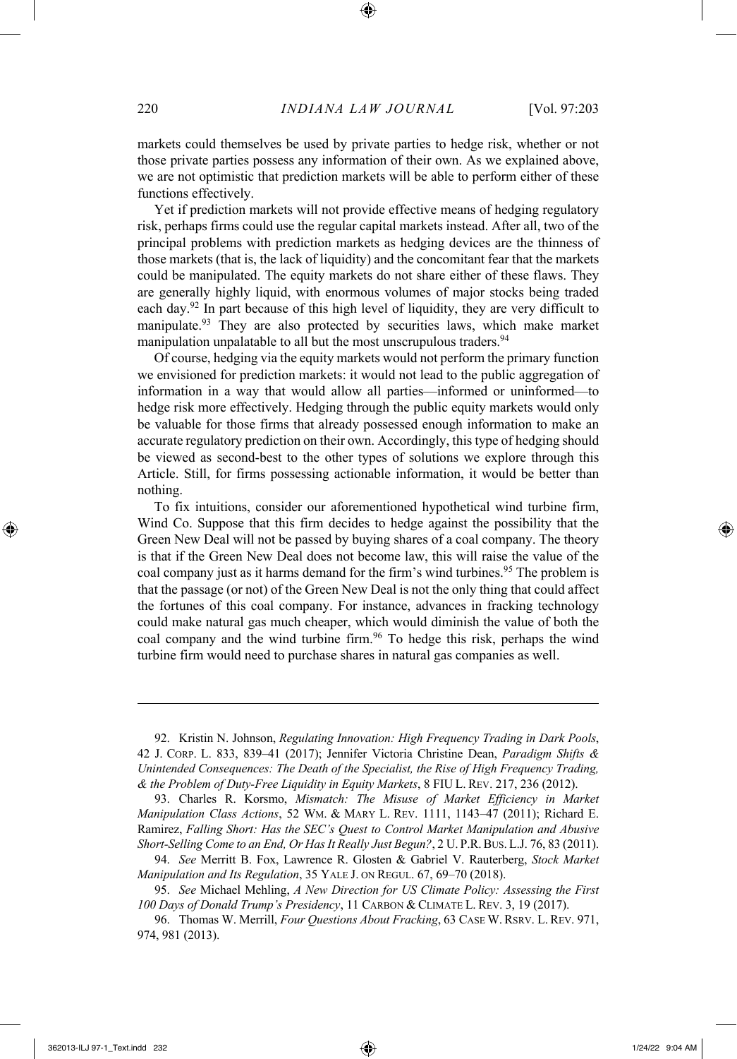markets could themselves be used by private parties to hedge risk, whether or not those private parties possess any information of their own. As we explained above, we are not optimistic that prediction markets will be able to perform either of these functions effectively.

Yet if prediction markets will not provide effective means of hedging regulatory risk, perhaps firms could use the regular capital markets instead. After all, two of the principal problems with prediction markets as hedging devices are the thinness of those markets (that is, the lack of liquidity) and the concomitant fear that the markets could be manipulated. The equity markets do not share either of these flaws. They are generally highly liquid, with enormous volumes of major stocks being traded each day.[92] In part because of this high level of liquidity, they are very difficult to manipulate.[93] They are also protected by securities laws, which make market manipulation unpalatable to all but the most unscrupulous traders.[94]

Of course, hedging via the equity markets would not perform the primary function we envisioned for prediction markets: it would not lead to the public aggregation of information in a way that would allow all parties—informed or uninformed—to hedge risk more effectively. Hedging through the public equity markets would only be valuable for those firms that already possessed enough information to make an accurate regulatory prediction on their own. Accordingly, this type of hedging should be viewed as second-best to the other types of solutions we explore through this Article. Still, for firms possessing actionable information, it would be better than nothing.

To fix intuitions, consider our aforementioned hypothetical wind turbine firm, Wind Co. Suppose that this firm decides to hedge against the possibility that the Green New Deal will not be passed by buying shares of a coal company. The theory is that if the Green New Deal does not become law, this will raise the value of the coal company just as it harms demand for the firm's wind turbines.[95] The problem is that the passage (or not) of the Green New Deal is not the only thing that could affect the fortunes of this coal company. For instance, advances in fracking technology could make natural gas much cheaper, which would diminish the value of both the coal company and the wind turbine firm.[96] To hedge this risk, perhaps the wind turbine firm would need to purchase shares in natural gas companies as well.

---

92. Kristin N. Johnson, *Regulating Innovation: High Frequency Trading in Dark Pools*, 42 J. CORP. L. 833, 839–41 (2017); Jennifer Victoria Christine Dean, *Paradigm Shifts & Unintended Consequences: The Death of the Specialist, the Rise of High Frequency Trading, & the Problem of Duty-Free Liquidity in Equity Markets*, 8 FIU L. REV. 217, 236 (2012).

93. Charles R. Korsmo, *Mismatch: The Misuse of Market Efficiency in Market Manipulation Class Actions*, 52 WM. & MARY L. REV. 1111, 1143–47 (2011); Richard E. Ramirez, *Falling Short: Has the SEC's Quest to Control Market Manipulation and Abusive Short-Selling Come to an End, Or Has It Really Just Begun?*, 2 U. P.R. BUS. L.J. 76, 83 (2011).

94. *See* Merritt B. Fox, Lawrence R. Glosten & Gabriel V. Rauterberg, *Stock Market Manipulation and Its Regulation*, 35 YALE J. ON REGUL. 67, 69–70 (2018).

95. *See* Michael Mehling, *A New Direction for US Climate Policy: Assessing the First 100 Days of Donald Trump's Presidency*, 11 CARBON & CLIMATE L. REV. 3, 19 (2017).

96. Thomas W. Merrill, *Four Questions About Fracking*, 63 CASE W. RSRV. L. REV. 971, 974, 981 (2013).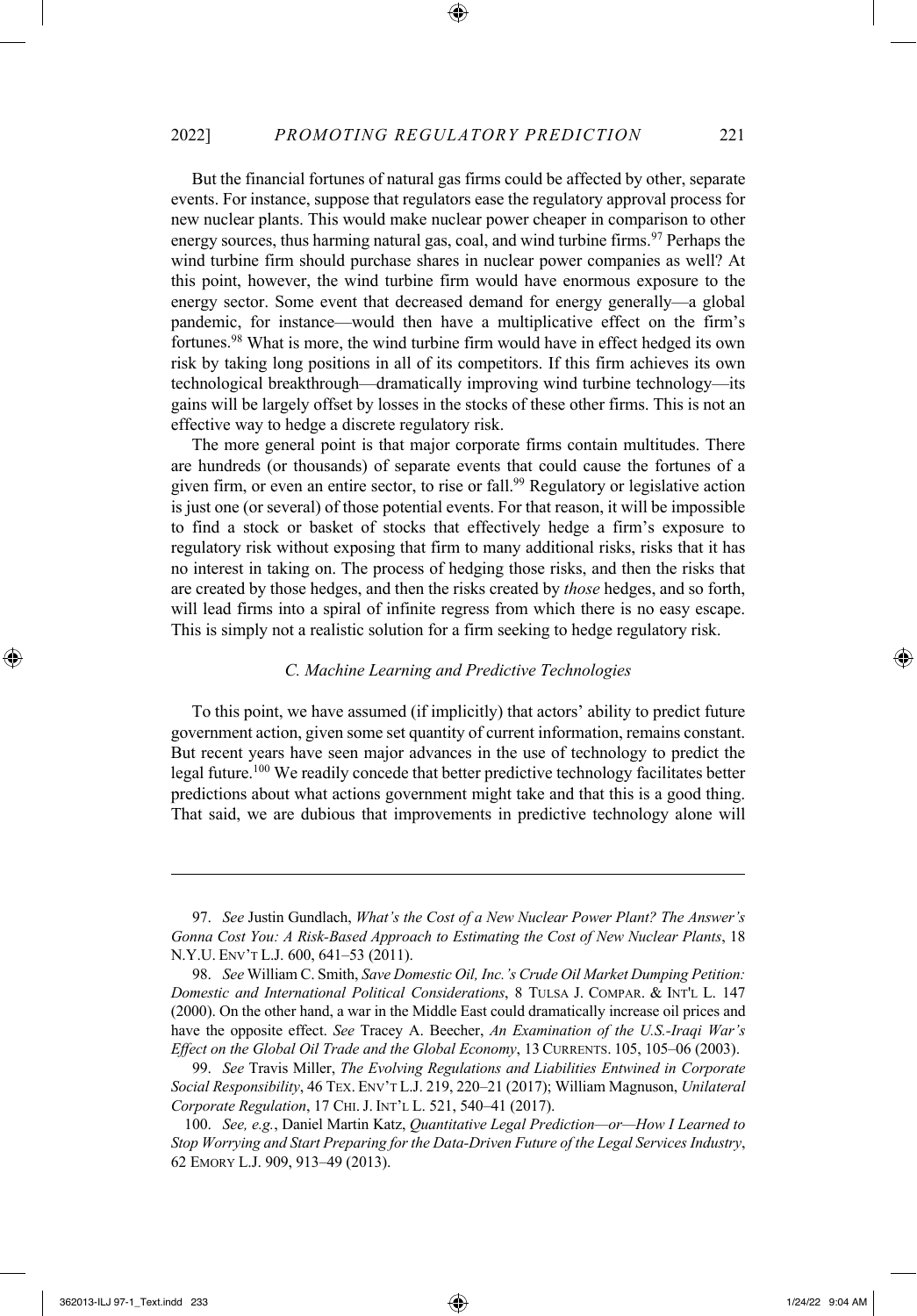But the financial fortunes of natural gas firms could be affected by other, separate events. For instance, suppose that regulators ease the regulatory approval process for new nuclear plants. This would make nuclear power cheaper in comparison to other energy sources, thus harming natural gas, coal, and wind turbine firms.[97] Perhaps the wind turbine firm should purchase shares in nuclear power companies as well? At this point, however, the wind turbine firm would have enormous exposure to the energy sector. Some event that decreased demand for energy generally—a global pandemic, for instance—would then have a multiplicative effect on the firm's fortunes.[98] What is more, the wind turbine firm would have in effect hedged its own risk by taking long positions in all of its competitors. If this firm achieves its own technological breakthrough—dramatically improving wind turbine technology—its gains will be largely offset by losses in the stocks of these other firms. This is not an effective way to hedge a discrete regulatory risk.

The more general point is that major corporate firms contain multitudes. There are hundreds (or thousands) of separate events that could cause the fortunes of a given firm, or even an entire sector, to rise or fall.[99] Regulatory or legislative action is just one (or several) of those potential events. For that reason, it will be impossible to find a stock or basket of stocks that effectively hedge a firm's exposure to regulatory risk without exposing that firm to many additional risks, risks that it has no interest in taking on. The process of hedging those risks, and then the risks that are created by those hedges, and then the risks created by *those* hedges, and so forth, will lead firms into a spiral of infinite regress from which there is no easy escape. This is simply not a realistic solution for a firm seeking to hedge regulatory risk.

### *C. Machine Learning and Predictive Technologies*

To this point, we have assumed (if implicitly) that actors' ability to predict future government action, given some set quantity of current information, remains constant. But recent years have seen major advances in the use of technology to predict the legal future.[100] We readily concede that better predictive technology facilitates better predictions about what actions government might take and that this is a good thing. That said, we are dubious that improvements in predictive technology alone will

---

97. *See* Justin Gundlach, *What's the Cost of a New Nuclear Power Plant? The Answer's Gonna Cost You: A Risk-Based Approach to Estimating the Cost of New Nuclear Plants*, 18 N.Y.U. ENV'T L.J. 600, 641–53 (2011).

98. *See* William C. Smith, *Save Domestic Oil, Inc.'s Crude Oil Market Dumping Petition: Domestic and International Political Considerations*, 8 TULSA J. COMPAR. & INT'L L. 147 (2000). On the other hand, a war in the Middle East could dramatically increase oil prices and have the opposite effect. *See* Tracey A. Beecher, *An Examination of the U.S.-Iraqi War's Effect on the Global Oil Trade and the Global Economy*, 13 CURRENTS. 105, 105–06 (2003).

99. *See* Travis Miller, *The Evolving Regulations and Liabilities Entwined in Corporate Social Responsibility*, 46 TEX. ENV'T L.J. 219, 220–21 (2017); William Magnuson, *Unilateral Corporate Regulation*, 17 CHI. J. INT'L L. 521, 540–41 (2017).

100. *See, e.g.*, Daniel Martin Katz, *Quantitative Legal Prediction—or—How I Learned to Stop Worrying and Start Preparing for the Data-Driven Future of the Legal Services Industry*, 62 EMORY L.J. 909, 913–49 (2013).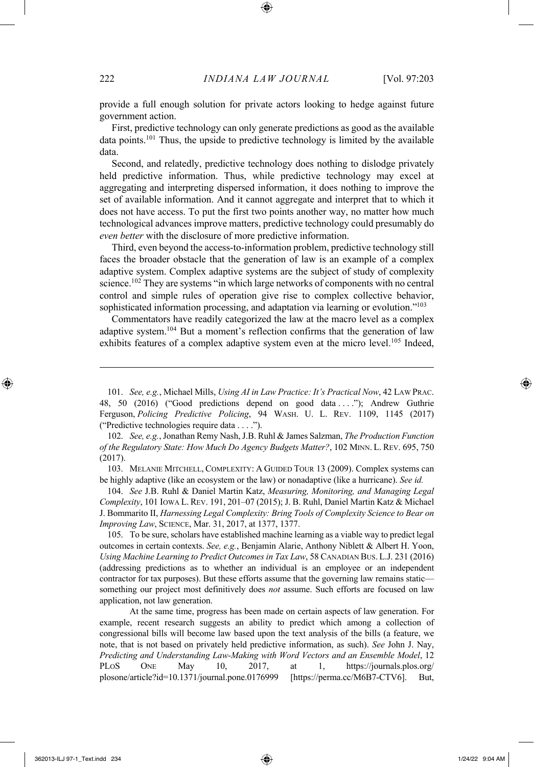provide a full enough solution for private actors looking to hedge against future government action.

First, predictive technology can only generate predictions as good as the available data points.[101] Thus, the upside to predictive technology is limited by the available data.

Second, and relatedly, predictive technology does nothing to dislodge privately held predictive information. Thus, while predictive technology may excel at aggregating and interpreting dispersed information, it does nothing to improve the set of available information. And it cannot aggregate and interpret that to which it does not have access. To put the first two points another way, no matter how much technological advances improve matters, predictive technology could presumably do *even better* with the disclosure of more predictive information.

Third, even beyond the access-to-information problem, predictive technology still faces the broader obstacle that the generation of law is an example of a complex adaptive system. Complex adaptive systems are the subject of study of complexity science.[102] They are systems "in which large networks of components with no central control and simple rules of operation give rise to complex collective behavior, sophisticated information processing, and adaptation via learning or evolution."[103]

Commentators have readily categorized the law at the macro level as a complex adaptive system.[104] But a moment's reflection confirms that the generation of law exhibits features of a complex adaptive system even at the micro level.[105] Indeed,

---

101. *See, e.g.*, Michael Mills, *Using AI in Law Practice: It's Practical Now*, 42 LAW PRAC. 48, 50 (2016) ("Good predictions depend on good data . . . ."); Andrew Guthrie Ferguson, *Policing Predictive Policing*, 94 WASH. U. L. REV. 1109, 1145 (2017) ("Predictive technologies require data . . . .").

102. *See, e.g.*, Jonathan Remy Nash, J.B. Ruhl & James Salzman, *The Production Function of the Regulatory State: How Much Do Agency Budgets Matter?*, 102 MINN. L. REV. 695, 750 (2017).

103. MELANIE MITCHELL, COMPLEXITY: A GUIDED TOUR 13 (2009). Complex systems can be highly adaptive (like an ecosystem or the law) or nonadaptive (like a hurricane). *See id.*

104. *See* J.B. Ruhl & Daniel Martin Katz, *Measuring, Monitoring, and Managing Legal Complexity*, 101 IOWA L. REV. 191, 201–07 (2015); J. B. Ruhl, Daniel Martin Katz & Michael J. Bommarito II, *Harnessing Legal Complexity: Bring Tools of Complexity Science to Bear on Improving Law*, SCIENCE, Mar. 31, 2017, at 1377, 1377.

105. To be sure, scholars have established machine learning as a viable way to predict legal outcomes in certain contexts. *See, e.g.*, Benjamin Alarie, Anthony Niblett & Albert H. Yoon, *Using Machine Learning to Predict Outcomes in Tax Law*, 58 CANADIAN BUS. L.J. 231 (2016) (addressing predictions as to whether an individual is an employee or an independent contractor for tax purposes). But these efforts assume that the governing law remains static—something our project most definitively does *not* assume. Such efforts are focused on law application, not law generation.

At the same time, progress has been made on certain aspects of law generation. For example, recent research suggests an ability to predict which among a collection of congressional bills will become law based upon the text analysis of the bills (a feature, we note, that is not based on privately held predictive information, as such). *See* John J. Nay, *Predicting and Understanding Law-Making with Word Vectors and an Ensemble Model*, 12 PLOS ONE May 10, 2017, at 1, https://journals.plos.org/plosone/article?id=10.1371/journal.pone.0176999 [https://perma.cc/M6B7-CTV6]. But,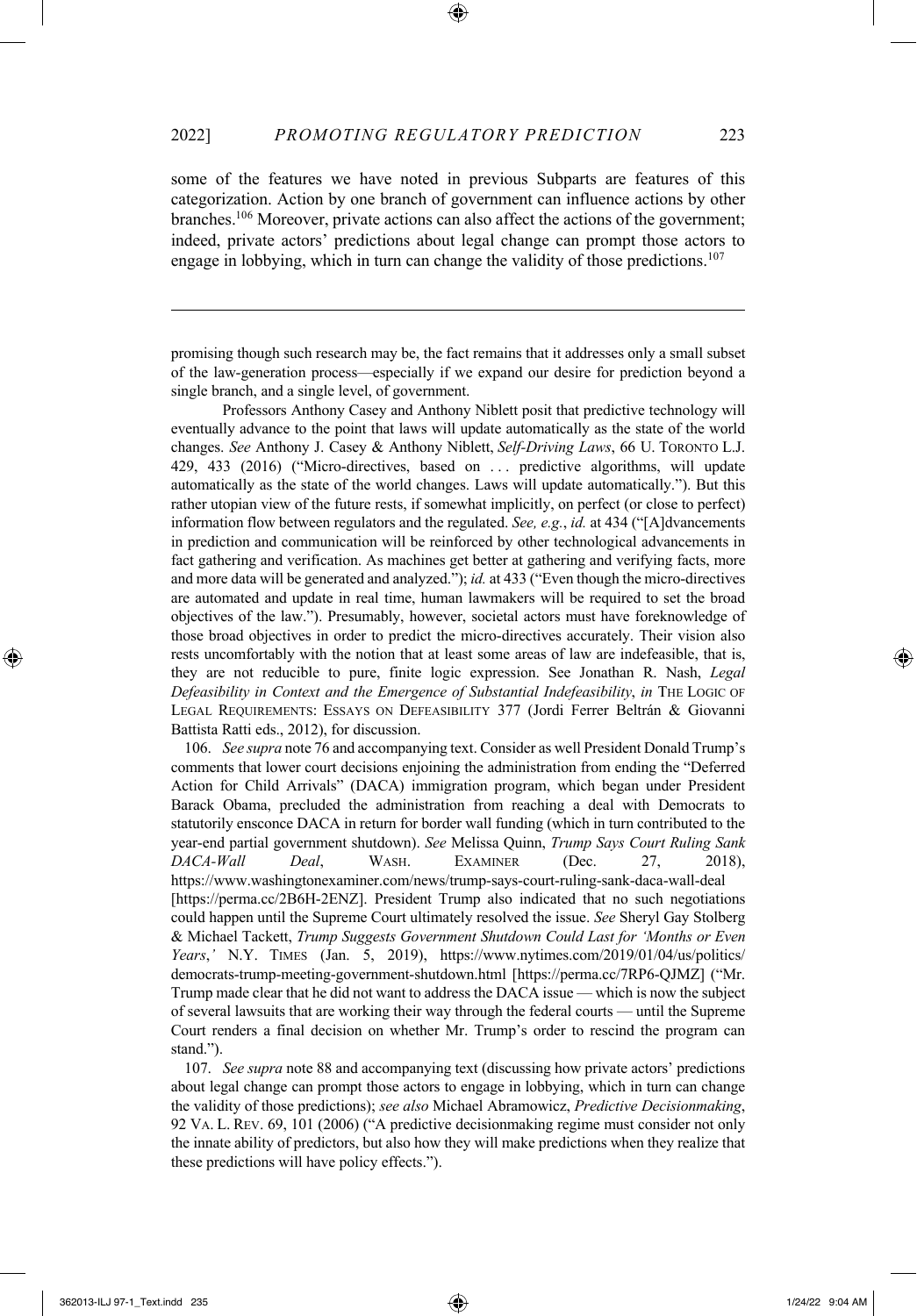some of the features we have noted in previous Subparts are features of this categorization. Action by one branch of government can influence actions by other branches.[106] Moreover, private actions can also affect the actions of the government; indeed, private actors' predictions about legal change can prompt those actors to engage in lobbying, which in turn can change the validity of those predictions.[107]

---

promising though such research may be, the fact remains that it addresses only a small subset of the law-generation process—especially if we expand our desire for prediction beyond a single branch, and a single level, of government.

Professors Anthony Casey and Anthony Niblett posit that predictive technology will eventually advance to the point that laws will update automatically as the state of the world changes. *See* Anthony J. Casey & Anthony Niblett, *Self-Driving Laws*, 66 U. TORONTO L.J. 429, 433 (2016) ("Micro-directives, based on . . . predictive algorithms, will update automatically as the state of the world changes. Laws will update automatically."). But this rather utopian view of the future rests, if somewhat implicitly, on perfect (or close to perfect) information flow between regulators and the regulated. *See, e.g.*, *id.* at 434 ("[A]dvancements in prediction and communication will be reinforced by other technological advancements in fact gathering and verification. As machines get better at gathering and verifying facts, more and more data will be generated and analyzed."); *id.* at 433 ("Even though the micro-directives are automated and update in real time, human lawmakers will be required to set the broad objectives of the law."). Presumably, however, societal actors must have foreknowledge of those broad objectives in order to predict the micro-directives accurately. Their vision also rests uncomfortably with the notion that at least some areas of law are indefeasible, that is, they are not reducible to pure, finite logic expression. See Jonathan R. Nash, *Legal Defeasibility in Context and the Emergence of Substantial Indefeasibility*, *in* THE LOGIC OF LEGAL REQUIREMENTS: ESSAYS ON DEFEASIBILITY 377 (Jordi Ferrer Beltrán & Giovanni Battista Ratti eds., 2012), for discussion.

106. *See supra* note 76 and accompanying text. Consider as well President Donald Trump's comments that lower court decisions enjoining the administration from ending the "Deferred Action for Child Arrivals" (DACA) immigration program, which began under President Barack Obama, precluded the administration from reaching a deal with Democrats to statutorily ensconce DACA in return for border wall funding (which in turn contributed to the year-end partial government shutdown). *See* Melissa Quinn, *Trump Says Court Ruling Sank DACA-Wall Deal*, WASH. EXAMINER (Dec. 27, 2018), https://www.washingtonexaminer.com/news/trump-says-court-ruling-sank-daca-wall-deal [https://perma.cc/2B6H-2ENZ]. President Trump also indicated that no such negotiations could happen until the Supreme Court ultimately resolved the issue. *See* Sheryl Gay Stolberg & Michael Tackett, *Trump Suggests Government Shutdown Could Last for 'Months or Even Years*,*'* N.Y. TIMES (Jan. 5, 2019), https://www.nytimes.com/2019/01/04/us/politics/democrats-trump-meeting-government-shutdown.html [https://perma.cc/7RP6-QJMZ] ("Mr. Trump made clear that he did not want to address the DACA issue — which is now the subject of several lawsuits that are working their way through the federal courts — until the Supreme Court renders a final decision on whether Mr. Trump's order to rescind the program can stand.").

107. *See supra* note 88 and accompanying text (discussing how private actors' predictions about legal change can prompt those actors to engage in lobbying, which in turn can change the validity of those predictions); *see also* Michael Abramowicz, *Predictive Decisionmaking*, 92 VA. L. REV. 69, 101 (2006) ("A predictive decisionmaking regime must consider not only the innate ability of predictors, but also how they will make predictions when they realize that these predictions will have policy effects.").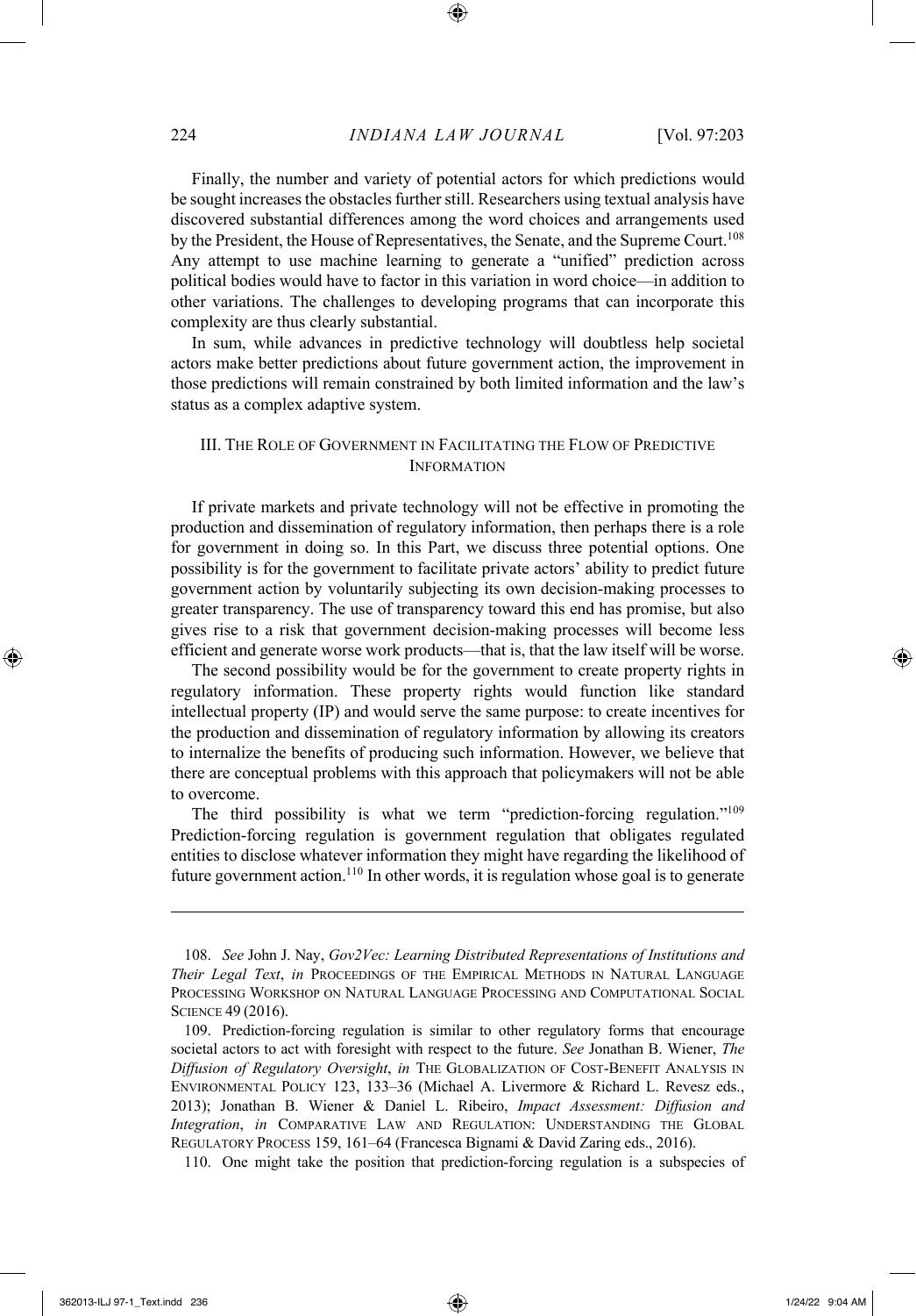Finally, the number and variety of potential actors for which predictions would be sought increases the obstacles further still. Researchers using textual analysis have discovered substantial differences among the word choices and arrangements used by the President, the House of Representatives, the Senate, and the Supreme Court.[108] Any attempt to use machine learning to generate a "unified" prediction across political bodies would have to factor in this variation in word choice—in addition to other variations. The challenges to developing programs that can incorporate this complexity are thus clearly substantial.

In sum, while advances in predictive technology will doubtless help societal actors make better predictions about future government action, the improvement in those predictions will remain constrained by both limited information and the law's status as a complex adaptive system.

## III. The Role of Government in Facilitating the Flow of Predictive Information

If private markets and private technology will not be effective in promoting the production and dissemination of regulatory information, then perhaps there is a role for government in doing so. In this Part, we discuss three potential options. One possibility is for the government to facilitate private actors' ability to predict future government action by voluntarily subjecting its own decision-making processes to greater transparency. The use of transparency toward this end has promise, but also gives rise to a risk that government decision-making processes will become less efficient and generate worse work products—that is, that the law itself will be worse.

The second possibility would be for the government to create property rights in regulatory information. These property rights would function like standard intellectual property (IP) and would serve the same purpose: to create incentives for the production and dissemination of regulatory information by allowing its creators to internalize the benefits of producing such information. However, we believe that there are conceptual problems with this approach that policymakers will not be able to overcome.

The third possibility is what we term "prediction-forcing regulation."[109] Prediction-forcing regulation is government regulation that obligates regulated entities to disclose whatever information they might have regarding the likelihood of future government action.[110] In other words, it is regulation whose goal is to generate

---

108. *See* John J. Nay, *Gov2Vec: Learning Distributed Representations of Institutions and Their Legal Text*, *in* Proceedings of the Empirical Methods in Natural Language Processing Workshop on Natural Language Processing and Computational Social Science 49 (2016).

109. Prediction-forcing regulation is similar to other regulatory forms that encourage societal actors to act with foresight with respect to the future. *See* Jonathan B. Wiener, *The Diffusion of Regulatory Oversight*, *in* The Globalization of Cost-Benefit Analysis in Environmental Policy 123, 133–36 (Michael A. Livermore & Richard L. Revesz eds., 2013); Jonathan B. Wiener & Daniel L. Ribeiro, *Impact Assessment: Diffusion and Integration*, *in* Comparative Law and Regulation: Understanding the Global Regulatory Process 159, 161–64 (Francesca Bignami & David Zaring eds., 2016).

110. One might take the position that prediction-forcing regulation is a subspecies of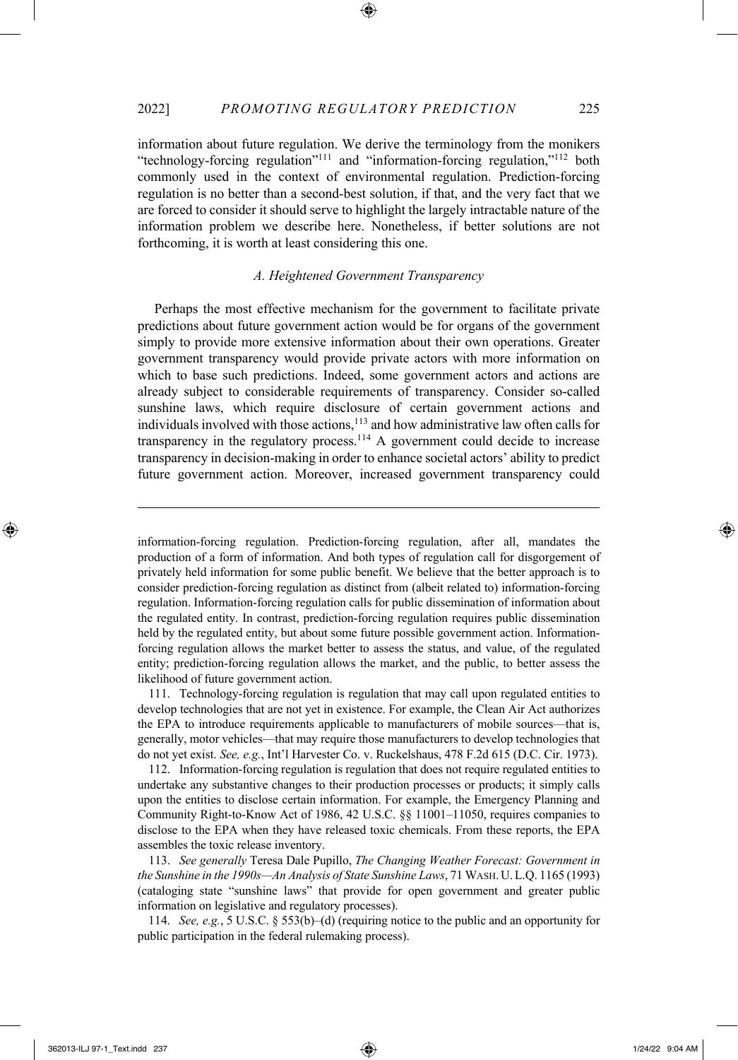information about future regulation. We derive the terminology from the monikers "technology-forcing regulation"[111] and "information-forcing regulation,"[112] both commonly used in the context of environmental regulation. Prediction-forcing regulation is no better than a second-best solution, if that, and the very fact that we are forced to consider it should serve to highlight the largely intractable nature of the information problem we describe here. Nonetheless, if better solutions are not forthcoming, it is worth at least considering this one.

### *A. Heightened Government Transparency*

Perhaps the most effective mechanism for the government to facilitate private predictions about future government action would be for organs of the government simply to provide more extensive information about their own operations. Greater government transparency would provide private actors with more information on which to base such predictions. Indeed, some government actors and actions are already subject to considerable requirements of transparency. Consider so-called sunshine laws, which require disclosure of certain government actions and individuals involved with those actions,[113] and how administrative law often calls for transparency in the regulatory process.[114] A government could decide to increase transparency in decision-making in order to enhance societal actors' ability to predict future government action. Moreover, increased government transparency could

---

information-forcing regulation. Prediction-forcing regulation, after all, mandates the production of a form of information. And both types of regulation call for disgorgement of privately held information for some public benefit. We believe that the better approach is to consider prediction-forcing regulation as distinct from (albeit related to) information-forcing regulation. Information-forcing regulation calls for public dissemination of information about the regulated entity. In contrast, prediction-forcing regulation requires public dissemination held by the regulated entity, but about some future possible government action. Information-forcing regulation allows the market better to assess the status, and value, of the regulated entity; prediction-forcing regulation allows the market, and the public, to better assess the likelihood of future government action.

111. Technology-forcing regulation is regulation that may call upon regulated entities to develop technologies that are not yet in existence. For example, the Clean Air Act authorizes the EPA to introduce requirements applicable to manufacturers of mobile sources—that is, generally, motor vehicles—that may require those manufacturers to develop technologies that do not yet exist. *See, e.g.*, Int'l Harvester Co. v. Ruckelshaus, 478 F.2d 615 (D.C. Cir. 1973).

112. Information-forcing regulation is regulation that does not require regulated entities to undertake any substantive changes to their production processes or products; it simply calls upon the entities to disclose certain information. For example, the Emergency Planning and Community Right-to-Know Act of 1986, 42 U.S.C. §§ 11001–11050, requires companies to disclose to the EPA when they have released toxic chemicals. From these reports, the EPA assembles the toxic release inventory.

113. *See generally* Teresa Dale Pupillo, *The Changing Weather Forecast: Government in the Sunshine in the 1990s—An Analysis of State Sunshine Laws*, 71 WASH. U. L.Q. 1165 (1993) (cataloging state "sunshine laws" that provide for open government and greater public information on legislative and regulatory processes).

114. *See, e.g.*, 5 U.S.C. § 553(b)–(d) (requiring notice to the public and an opportunity for public participation in the federal rulemaking process).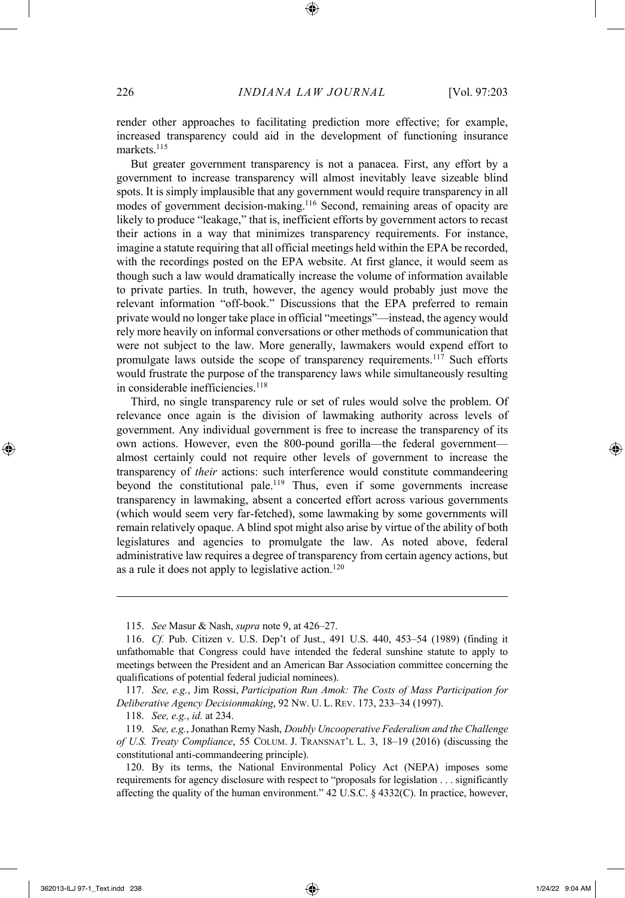render other approaches to facilitating prediction more effective; for example, increased transparency could aid in the development of functioning insurance markets.[115]

But greater government transparency is not a panacea. First, any effort by a government to increase transparency will almost inevitably leave sizeable blind spots. It is simply implausible that any government would require transparency in all modes of government decision-making.[116] Second, remaining areas of opacity are likely to produce "leakage," that is, inefficient efforts by government actors to recast their actions in a way that minimizes transparency requirements. For instance, imagine a statute requiring that all official meetings held within the EPA be recorded, with the recordings posted on the EPA website. At first glance, it would seem as though such a law would dramatically increase the volume of information available to private parties. In truth, however, the agency would probably just move the relevant information "off-book." Discussions that the EPA preferred to remain private would no longer take place in official "meetings"—instead, the agency would rely more heavily on informal conversations or other methods of communication that were not subject to the law. More generally, lawmakers would expend effort to promulgate laws outside the scope of transparency requirements.[117] Such efforts would frustrate the purpose of the transparency laws while simultaneously resulting in considerable inefficiencies.[118]

Third, no single transparency rule or set of rules would solve the problem. Of relevance once again is the division of lawmaking authority across levels of government. Any individual government is free to increase the transparency of its own actions. However, even the 800-pound gorilla—the federal government—almost certainly could not require other levels of government to increase the transparency of *their* actions: such interference would constitute commandeering beyond the constitutional pale.[119] Thus, even if some governments increase transparency in lawmaking, absent a concerted effort across various governments (which would seem very far-fetched), some lawmaking by some governments will remain relatively opaque. A blind spot might also arise by virtue of the ability of both legislatures and agencies to promulgate the law. As noted above, federal administrative law requires a degree of transparency from certain agency actions, but as a rule it does not apply to legislative action.[120]

---

115. *See* Masur & Nash, *supra* note 9, at 426–27.

116. *Cf.* Pub. Citizen v. U.S. Dep't of Just., 491 U.S. 440, 453–54 (1989) (finding it unfathomable that Congress could have intended the federal sunshine statute to apply to meetings between the President and an American Bar Association committee concerning the qualifications of potential federal judicial nominees).

117. *See, e.g.*, Jim Rossi, *Participation Run Amok: The Costs of Mass Participation for Deliberative Agency Decisionmaking*, 92 NW. U. L. REV. 173, 233–34 (1997).

118. *See, e.g.*, *id.* at 234.

119. *See, e.g.*, Jonathan Remy Nash, *Doubly Uncooperative Federalism and the Challenge of U.S. Treaty Compliance*, 55 COLUM. J. TRANSNAT'L L. 3, 18–19 (2016) (discussing the constitutional anti-commandeering principle).

120. By its terms, the National Environmental Policy Act (NEPA) imposes some requirements for agency disclosure with respect to "proposals for legislation . . . significantly affecting the quality of the human environment." 42 U.S.C. § 4332(C). In practice, however,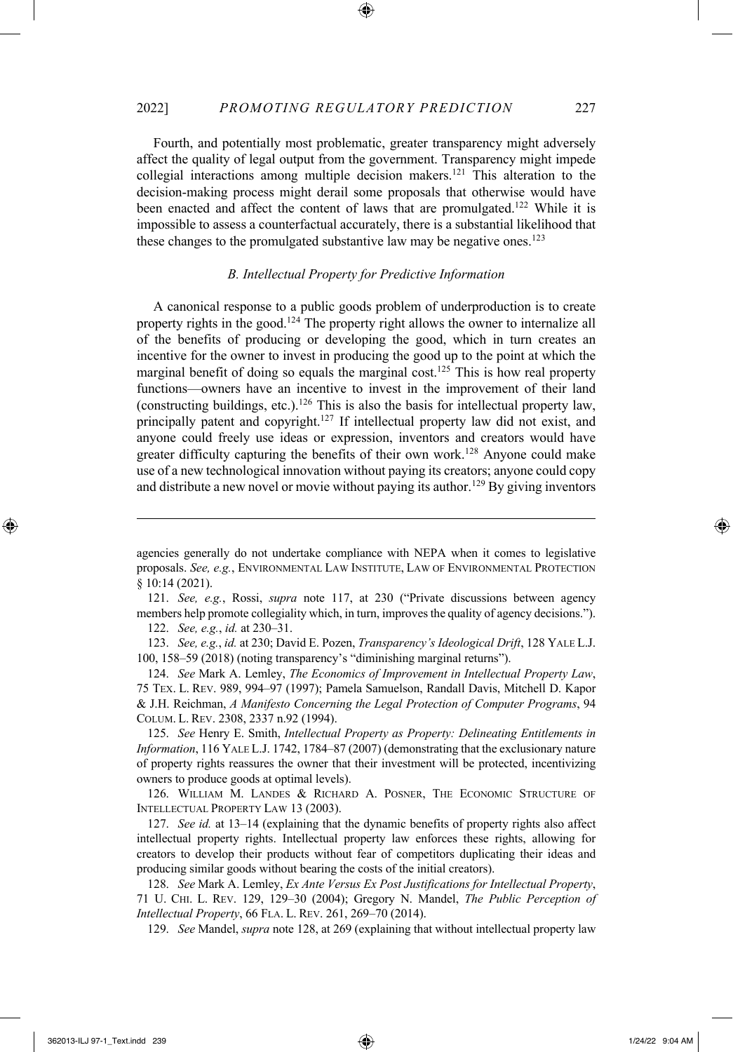Fourth, and potentially most problematic, greater transparency might adversely affect the quality of legal output from the government. Transparency might impede collegial interactions among multiple decision makers.[121] This alteration to the decision-making process might derail some proposals that otherwise would have been enacted and affect the content of laws that are promulgated.[122] While it is impossible to assess a counterfactual accurately, there is a substantial likelihood that these changes to the promulgated substantive law may be negative ones.[123]

### *B. Intellectual Property for Predictive Information*

A canonical response to a public goods problem of underproduction is to create property rights in the good.[124] The property right allows the owner to internalize all of the benefits of producing or developing the good, which in turn creates an incentive for the owner to invest in producing the good up to the point at which the marginal benefit of doing so equals the marginal cost.[125] This is how real property functions—owners have an incentive to invest in the improvement of their land (constructing buildings, etc.).[126] This is also the basis for intellectual property law, principally patent and copyright.[127] If intellectual property law did not exist, and anyone could freely use ideas or expression, inventors and creators would have greater difficulty capturing the benefits of their own work.[128] Anyone could make use of a new technological innovation without paying its creators; anyone could copy and distribute a new novel or movie without paying its author.[129] By giving inventors

---

agencies generally do not undertake compliance with NEPA when it comes to legislative proposals. *See, e.g.*, ENVIRONMENTAL LAW INSTITUTE, LAW OF ENVIRONMENTAL PROTECTION § 10:14 (2021).

121. *See, e.g.*, Rossi, *supra* note 117, at 230 ("Private discussions between agency members help promote collegiality which, in turn, improves the quality of agency decisions.").

122. *See, e.g.*, *id.* at 230–31.

123. *See, e.g.*, *id.* at 230; David E. Pozen, *Transparency's Ideological Drift*, 128 YALE L.J. 100, 158–59 (2018) (noting transparency's "diminishing marginal returns").

124. *See* Mark A. Lemley, *The Economics of Improvement in Intellectual Property Law*, 75 TEX. L. REV. 989, 994–97 (1997); Pamela Samuelson, Randall Davis, Mitchell D. Kapor & J.H. Reichman, *A Manifesto Concerning the Legal Protection of Computer Programs*, 94 COLUM. L. REV. 2308, 2337 n.92 (1994).

125. *See* Henry E. Smith, *Intellectual Property as Property: Delineating Entitlements in Information*, 116 YALE L.J. 1742, 1784–87 (2007) (demonstrating that the exclusionary nature of property rights reassures the owner that their investment will be protected, incentivizing owners to produce goods at optimal levels).

126. WILLIAM M. LANDES & RICHARD A. POSNER, THE ECONOMIC STRUCTURE OF INTELLECTUAL PROPERTY LAW 13 (2003).

127. *See id.* at 13–14 (explaining that the dynamic benefits of property rights also affect intellectual property rights. Intellectual property law enforces these rights, allowing for creators to develop their products without fear of competitors duplicating their ideas and producing similar goods without bearing the costs of the initial creators).

128. *See* Mark A. Lemley, *Ex Ante Versus Ex Post Justifications for Intellectual Property*, 71 U. CHI. L. REV. 129, 129–30 (2004); Gregory N. Mandel, *The Public Perception of Intellectual Property*, 66 FLA. L. REV. 261, 269–70 (2014).

129. *See* Mandel, *supra* note 128, at 269 (explaining that without intellectual property law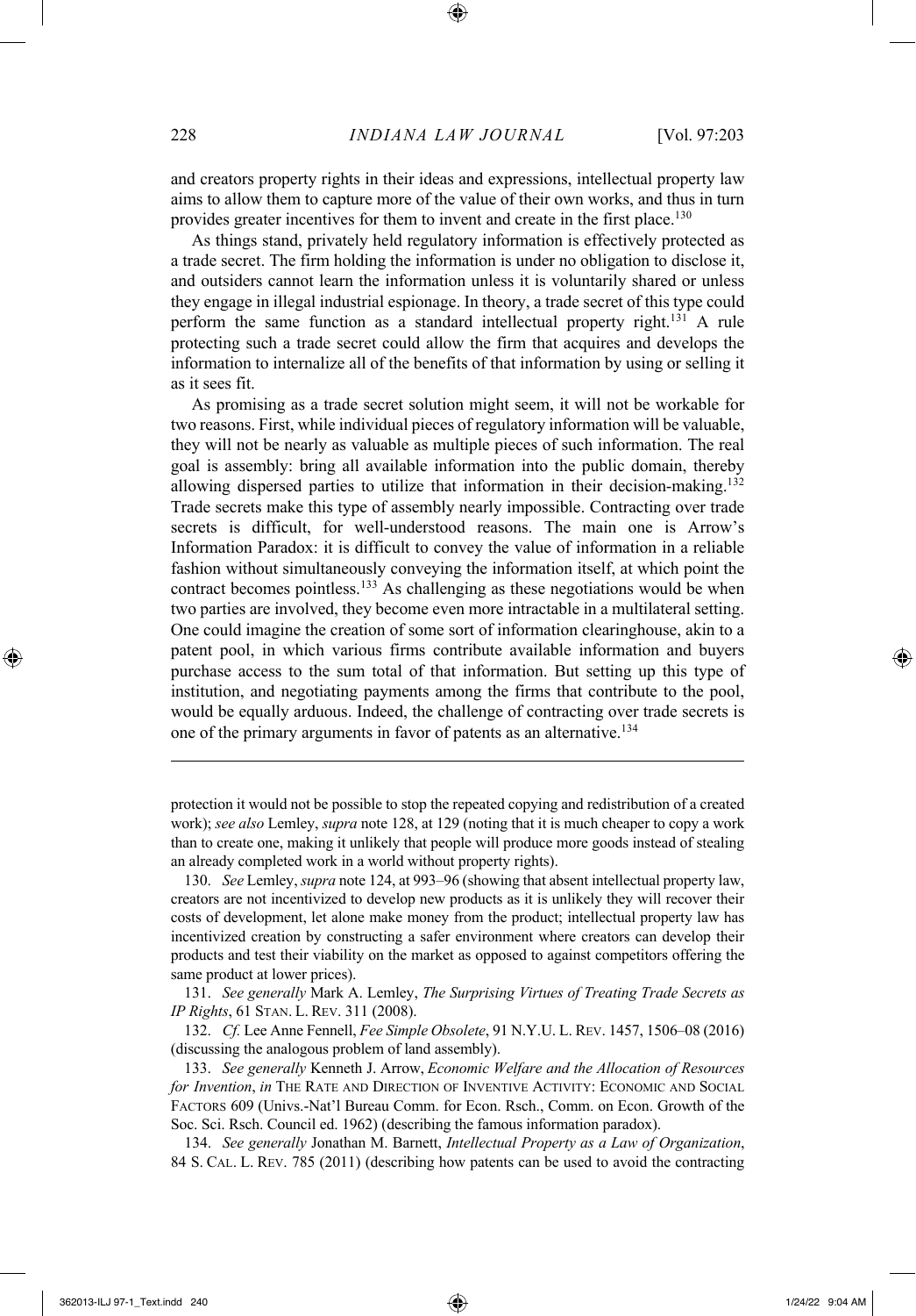and creators property rights in their ideas and expressions, intellectual property law aims to allow them to capture more of the value of their own works, and thus in turn provides greater incentives for them to invent and create in the first place.[130]

As things stand, privately held regulatory information is effectively protected as a trade secret. The firm holding the information is under no obligation to disclose it, and outsiders cannot learn the information unless it is voluntarily shared or unless they engage in illegal industrial espionage. In theory, a trade secret of this type could perform the same function as a standard intellectual property right.[131] A rule protecting such a trade secret could allow the firm that acquires and develops the information to internalize all of the benefits of that information by using or selling it as it sees fit.

As promising as a trade secret solution might seem, it will not be workable for two reasons. First, while individual pieces of regulatory information will be valuable, they will not be nearly as valuable as multiple pieces of such information. The real goal is assembly: bring all available information into the public domain, thereby allowing dispersed parties to utilize that information in their decision-making.[132] Trade secrets make this type of assembly nearly impossible. Contracting over trade secrets is difficult, for well-understood reasons. The main one is Arrow's Information Paradox: it is difficult to convey the value of information in a reliable fashion without simultaneously conveying the information itself, at which point the contract becomes pointless.[133] As challenging as these negotiations would be when two parties are involved, they become even more intractable in a multilateral setting. One could imagine the creation of some sort of information clearinghouse, akin to a patent pool, in which various firms contribute available information and buyers purchase access to the sum total of that information. But setting up this type of institution, and negotiating payments among the firms that contribute to the pool, would be equally arduous. Indeed, the challenge of contracting over trade secrets is one of the primary arguments in favor of patents as an alternative.[134]

---

protection it would not be possible to stop the repeated copying and redistribution of a created work); *see also* Lemley, *supra* note 128, at 129 (noting that it is much cheaper to copy a work than to create one, making it unlikely that people will produce more goods instead of stealing an already completed work in a world without property rights).

130. *See* Lemley, *supra* note 124, at 993–96 (showing that absent intellectual property law, creators are not incentivized to develop new products as it is unlikely they will recover their costs of development, let alone make money from the product; intellectual property law has incentivized creation by constructing a safer environment where creators can develop their products and test their viability on the market as opposed to against competitors offering the same product at lower prices).

131. *See generally* Mark A. Lemley, *The Surprising Virtues of Treating Trade Secrets as IP Rights*, 61 STAN. L. REV. 311 (2008).

132. *Cf.* Lee Anne Fennell, *Fee Simple Obsolete*, 91 N.Y.U. L. REV. 1457, 1506–08 (2016) (discussing the analogous problem of land assembly).

133. *See generally* Kenneth J. Arrow, *Economic Welfare and the Allocation of Resources for Invention*, *in* THE RATE AND DIRECTION OF INVENTIVE ACTIVITY: ECONOMIC AND SOCIAL FACTORS 609 (Univs.-Nat'l Bureau Comm. for Econ. Rsch., Comm. on Econ. Growth of the Soc. Sci. Rsch. Council ed. 1962) (describing the famous information paradox).

134. *See generally* Jonathan M. Barnett, *Intellectual Property as a Law of Organization*, 84 S. CAL. L. REV. 785 (2011) (describing how patents can be used to avoid the contracting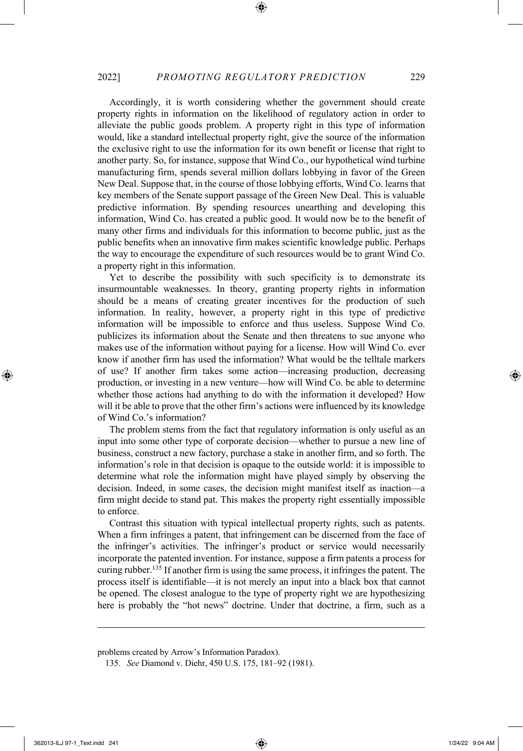Accordingly, it is worth considering whether the government should create property rights in information on the likelihood of regulatory action in order to alleviate the public goods problem. A property right in this type of information would, like a standard intellectual property right, give the source of the information the exclusive right to use the information for its own benefit or license that right to another party. So, for instance, suppose that Wind Co., our hypothetical wind turbine manufacturing firm, spends several million dollars lobbying in favor of the Green New Deal. Suppose that, in the course of those lobbying efforts, Wind Co. learns that key members of the Senate support passage of the Green New Deal. This is valuable predictive information. By spending resources unearthing and developing this information, Wind Co. has created a public good. It would now be to the benefit of many other firms and individuals for this information to become public, just as the public benefits when an innovative firm makes scientific knowledge public. Perhaps the way to encourage the expenditure of such resources would be to grant Wind Co. a property right in this information.

Yet to describe the possibility with such specificity is to demonstrate its insurmountable weaknesses. In theory, granting property rights in information should be a means of creating greater incentives for the production of such information. In reality, however, a property right in this type of predictive information will be impossible to enforce and thus useless. Suppose Wind Co. publicizes its information about the Senate and then threatens to sue anyone who makes use of the information without paying for a license. How will Wind Co. ever know if another firm has used the information? What would be the telltale markers of use? If another firm takes some action—increasing production, decreasing production, or investing in a new venture—how will Wind Co. be able to determine whether those actions had anything to do with the information it developed? How will it be able to prove that the other firm's actions were influenced by its knowledge of Wind Co.'s information?

The problem stems from the fact that regulatory information is only useful as an input into some other type of corporate decision—whether to pursue a new line of business, construct a new factory, purchase a stake in another firm, and so forth. The information's role in that decision is opaque to the outside world: it is impossible to determine what role the information might have played simply by observing the decision. Indeed, in some cases, the decision might manifest itself as inaction—a firm might decide to stand pat. This makes the property right essentially impossible to enforce.

Contrast this situation with typical intellectual property rights, such as patents. When a firm infringes a patent, that infringement can be discerned from the face of the infringer's activities. The infringer's product or service would necessarily incorporate the patented invention. For instance, suppose a firm patents a process for curing rubber.[135] If another firm is using the same process, it infringes the patent. The process itself is identifiable—it is not merely an input into a black box that cannot be opened. The closest analogue to the type of property right we are hypothesizing here is probably the "hot news" doctrine. Under that doctrine, a firm, such as a

---

problems created by Arrow's Information Paradox).

135. *See* Diamond v. Diehr, 450 U.S. 175, 181–92 (1981).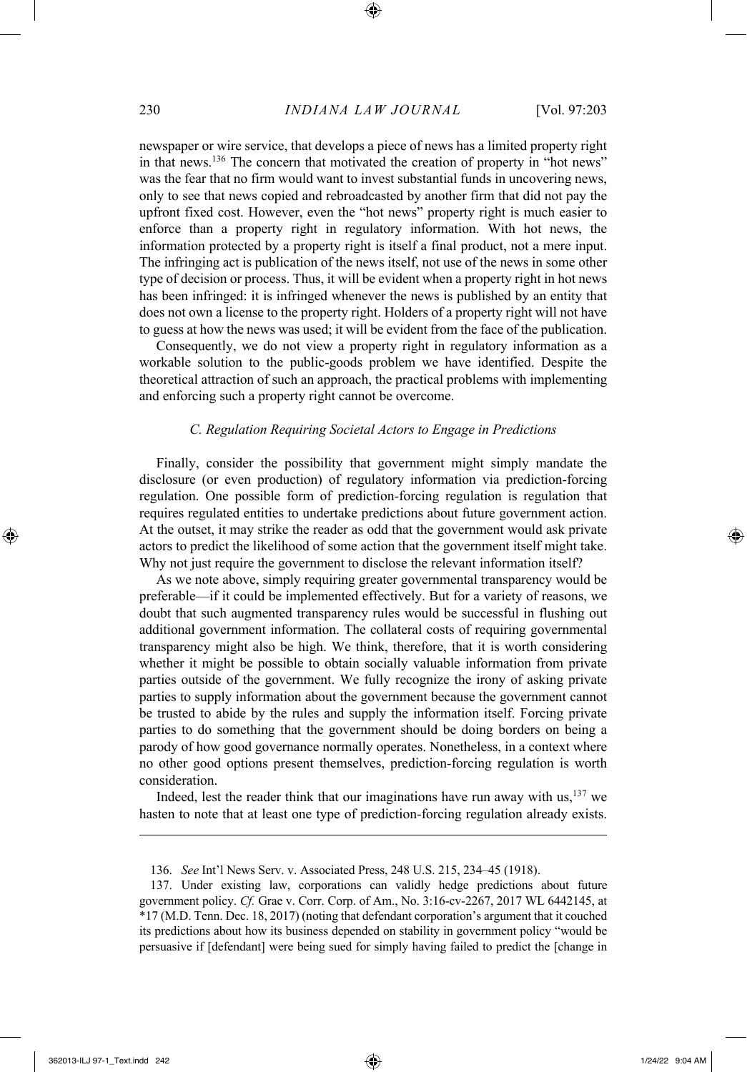newspaper or wire service, that develops a piece of news has a limited property right in that news.[136] The concern that motivated the creation of property in "hot news" was the fear that no firm would want to invest substantial funds in uncovering news, only to see that news copied and rebroadcasted by another firm that did not pay the upfront fixed cost. However, even the "hot news" property right is much easier to enforce than a property right in regulatory information. With hot news, the information protected by a property right is itself a final product, not a mere input. The infringing act is publication of the news itself, not use of the news in some other type of decision or process. Thus, it will be evident when a property right in hot news has been infringed: it is infringed whenever the news is published by an entity that does not own a license to the property right. Holders of a property right will not have to guess at how the news was used; it will be evident from the face of the publication.

Consequently, we do not view a property right in regulatory information as a workable solution to the public-goods problem we have identified. Despite the theoretical attraction of such an approach, the practical problems with implementing and enforcing such a property right cannot be overcome.

### *C. Regulation Requiring Societal Actors to Engage in Predictions*

Finally, consider the possibility that government might simply mandate the disclosure (or even production) of regulatory information via prediction-forcing regulation. One possible form of prediction-forcing regulation is regulation that requires regulated entities to undertake predictions about future government action. At the outset, it may strike the reader as odd that the government would ask private actors to predict the likelihood of some action that the government itself might take. Why not just require the government to disclose the relevant information itself?

As we note above, simply requiring greater governmental transparency would be preferable—if it could be implemented effectively. But for a variety of reasons, we doubt that such augmented transparency rules would be successful in flushing out additional government information. The collateral costs of requiring governmental transparency might also be high. We think, therefore, that it is worth considering whether it might be possible to obtain socially valuable information from private parties outside of the government. We fully recognize the irony of asking private parties to supply information about the government because the government cannot be trusted to abide by the rules and supply the information itself. Forcing private parties to do something that the government should be doing borders on being a parody of how good governance normally operates. Nonetheless, in a context where no other good options present themselves, prediction-forcing regulation is worth consideration.

Indeed, lest the reader think that our imaginations have run away with us,[137] we hasten to note that at least one type of prediction-forcing regulation already exists.

---

136. *See* Int'l News Serv. v. Associated Press, 248 U.S. 215, 234–45 (1918).

137. Under existing law, corporations can validly hedge predictions about future government policy. *Cf.* Grae v. Corr. Corp. of Am., No. 3:16-cv-2267, 2017 WL 6442145, at *17 (M.D. Tenn. Dec. 18, 2017) (noting that defendant corporation's argument that it couched its predictions about how its business depended on stability in government policy "would be persuasive if [defendant] were being sued for simply having failed to predict the [change in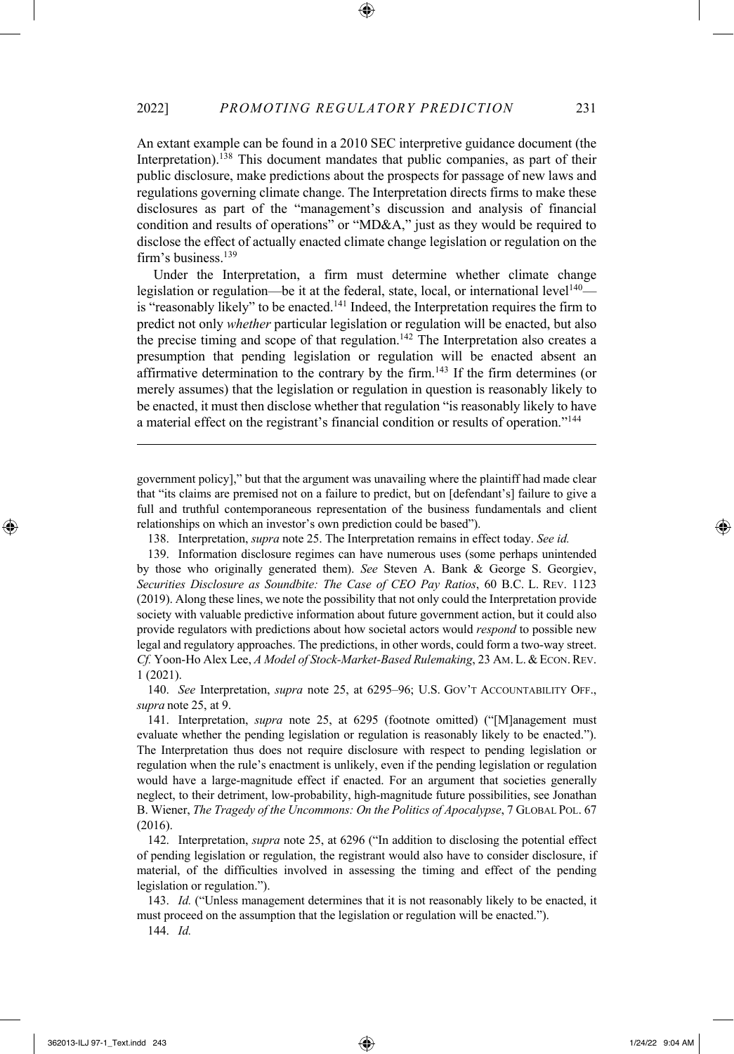An extant example can be found in a 2010 SEC interpretive guidance document (the Interpretation).[138] This document mandates that public companies, as part of their public disclosure, make predictions about the prospects for passage of new laws and regulations governing climate change. The Interpretation directs firms to make these disclosures as part of the "management's discussion and analysis of financial condition and results of operations" or "MD&A," just as they would be required to disclose the effect of actually enacted climate change legislation or regulation on the firm's business.[139]

Under the Interpretation, a firm must determine whether climate change legislation or regulation—be it at the federal, state, local, or international level[140]—is "reasonably likely" to be enacted.[141] Indeed, the Interpretation requires the firm to predict not only *whether* particular legislation or regulation will be enacted, but also the precise timing and scope of that regulation.[142] The Interpretation also creates a presumption that pending legislation or regulation will be enacted absent an affirmative determination to the contrary by the firm.[143] If the firm determines (or merely assumes) that the legislation or regulation in question is reasonably likely to be enacted, it must then disclose whether that regulation "is reasonably likely to have a material effect on the registrant's financial condition or results of operation."[144]

---

government policy]," but that the argument was unavailing where the plaintiff had made clear that "its claims are premised not on a failure to predict, but on [defendant's] failure to give a full and truthful contemporaneous representation of the business fundamentals and client relationships on which an investor's own prediction could be based").

138. Interpretation, *supra* note 25. The Interpretation remains in effect today. *See id.*

139. Information disclosure regimes can have numerous uses (some perhaps unintended by those who originally generated them). *See* Steven A. Bank & George S. Georgiev, *Securities Disclosure as Soundbite: The Case of CEO Pay Ratios*, 60 B.C. L. REV. 1123 (2019). Along these lines, we note the possibility that not only could the Interpretation provide society with valuable predictive information about future government action, but it could also provide regulators with predictions about how societal actors would *respond* to possible new legal and regulatory approaches. The predictions, in other words, could form a two-way street. *Cf.* Yoon-Ho Alex Lee, *A Model of Stock-Market-Based Rulemaking*, 23 AM. L. & ECON. REV. 1 (2021).

140. *See* Interpretation, *supra* note 25, at 6295–96; U.S. GOV'T ACCOUNTABILITY OFF., *supra* note 25, at 9.

141. Interpretation, *supra* note 25, at 6295 (footnote omitted) ("[M]anagement must evaluate whether the pending legislation or regulation is reasonably likely to be enacted."). The Interpretation thus does not require disclosure with respect to pending legislation or regulation when the rule's enactment is unlikely, even if the pending legislation or regulation would have a large-magnitude effect if enacted. For an argument that societies generally neglect, to their detriment, low-probability, high-magnitude future possibilities, see Jonathan B. Wiener, *The Tragedy of the Uncommons: On the Politics of Apocalypse*, 7 GLOBAL POL. 67 (2016).

142. Interpretation, *supra* note 25, at 6296 ("In addition to disclosing the potential effect of pending legislation or regulation, the registrant would also have to consider disclosure, if material, of the difficulties involved in assessing the timing and effect of the pending legislation or regulation.").

143. *Id.* ("Unless management determines that it is not reasonably likely to be enacted, it must proceed on the assumption that the legislation or regulation will be enacted.").

144. *Id.*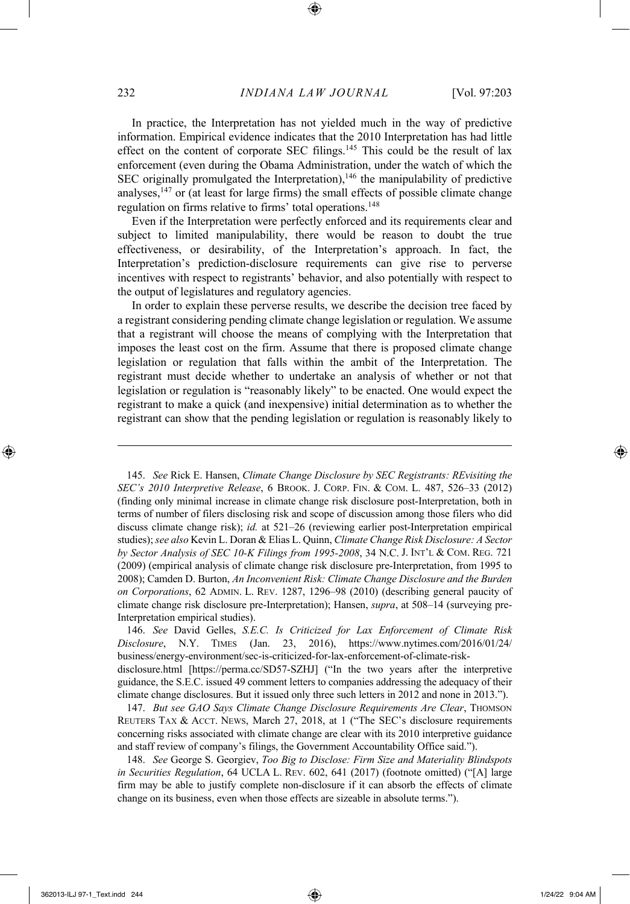In practice, the Interpretation has not yielded much in the way of predictive information. Empirical evidence indicates that the 2010 Interpretation has had little effect on the content of corporate SEC filings.[145] This could be the result of lax enforcement (even during the Obama Administration, under the watch of which the SEC originally promulgated the Interpretation),[146] the manipulability of predictive analyses,[147] or (at least for large firms) the small effects of possible climate change regulation on firms relative to firms' total operations.[148]

Even if the Interpretation were perfectly enforced and its requirements clear and subject to limited manipulability, there would be reason to doubt the true effectiveness, or desirability, of the Interpretation's approach. In fact, the Interpretation's prediction-disclosure requirements can give rise to perverse incentives with respect to registrants' behavior, and also potentially with respect to the output of legislatures and regulatory agencies.

In order to explain these perverse results, we describe the decision tree faced by a registrant considering pending climate change legislation or regulation. We assume that a registrant will choose the means of complying with the Interpretation that imposes the least cost on the firm. Assume that there is proposed climate change legislation or regulation that falls within the ambit of the Interpretation. The registrant must decide whether to undertake an analysis of whether or not that legislation or regulation is "reasonably likely" to be enacted. One would expect the registrant to make a quick (and inexpensive) initial determination as to whether the registrant can show that the pending legislation or regulation is reasonably likely to

---

145. *See* Rick E. Hansen, *Climate Change Disclosure by SEC Registrants: REvisiting the SEC's 2010 Interpretive Release*, 6 BROOK. J. CORP. FIN. & COM. L. 487, 526–33 (2012) (finding only minimal increase in climate change risk disclosure post-Interpretation, both in terms of number of filers disclosing risk and scope of discussion among those filers who did discuss climate change risk); *id.* at 521–26 (reviewing earlier post-Interpretation empirical studies); *see also* Kevin L. Doran & Elias L. Quinn, *Climate Change Risk Disclosure: A Sector by Sector Analysis of SEC 10-K Filings from 1995-2008*, 34 N.C. J. INT'L & COM. REG. 721 (2009) (empirical analysis of climate change risk disclosure pre-Interpretation, from 1995 to 2008); Camden D. Burton, *An Inconvenient Risk: Climate Change Disclosure and the Burden on Corporations*, 62 ADMIN. L. REV. 1287, 1296–98 (2010) (describing general paucity of climate change risk disclosure pre-Interpretation); Hansen, *supra*, at 508–14 (surveying pre-Interpretation empirical studies).

146. *See* David Gelles, *S.E.C. Is Criticized for Lax Enforcement of Climate Risk Disclosure*, N.Y. TIMES (Jan. 23, 2016), https://www.nytimes.com/2016/01/24/business/energy-environment/sec-is-criticized-for-lax-enforcement-of-climate-risk-disclosure.html [https://perma.cc/SD57-SZHJ] ("In the two years after the interpretive guidance, the S.E.C. issued 49 comment letters to companies addressing the adequacy of their climate change disclosures. But it issued only three such letters in 2012 and none in 2013.").

147. *But see GAO Says Climate Change Disclosure Requirements Are Clear*, THOMSON REUTERS TAX & ACCT. NEWS, March 27, 2018, at 1 ("The SEC's disclosure requirements concerning risks associated with climate change are clear with its 2010 interpretive guidance and staff review of company's filings, the Government Accountability Office said.").

148. *See* George S. Georgiev, *Too Big to Disclose: Firm Size and Materiality Blindspots in Securities Regulation*, 64 UCLA L. REV. 602, 641 (2017) (footnote omitted) ("[A] large firm may be able to justify complete non-disclosure if it can absorb the effects of climate change on its business, even when those effects are sizeable in absolute terms.").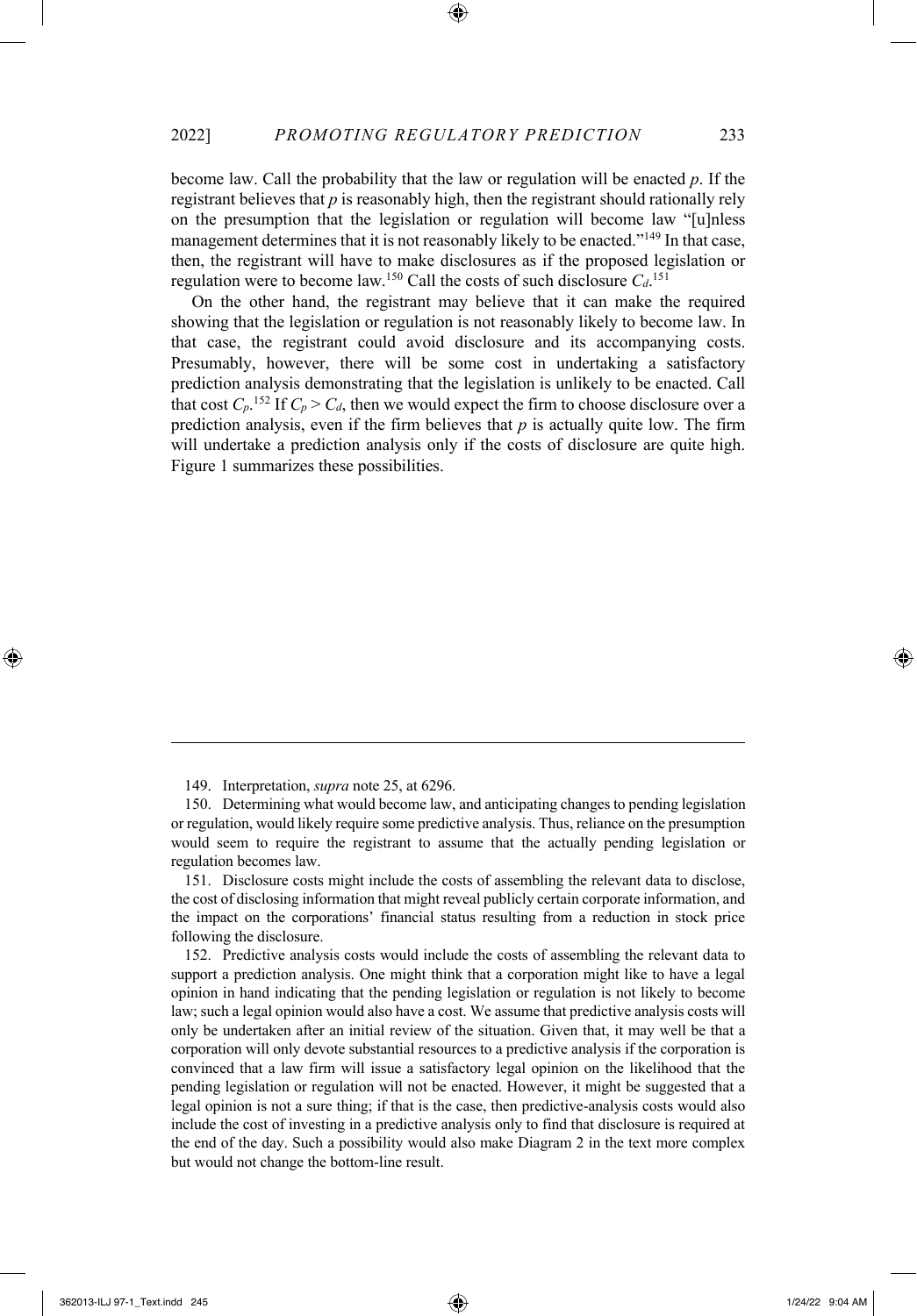become law. Call the probability that the law or regulation will be enacted *p*. If the registrant believes that *p* is reasonably high, then the registrant should rationally rely on the presumption that the legislation or regulation will become law "[u]nless management determines that it is not reasonably likely to be enacted."[149] In that case, then, the registrant will have to make disclosures as if the proposed legislation or regulation were to become law.[150] Call the costs of such disclosure $C_d$.[151]

On the other hand, the registrant may believe that it can make the required showing that the legislation or regulation is not reasonably likely to become law. In that case, the registrant could avoid disclosure and its accompanying costs. Presumably, however, there will be some cost in undertaking a satisfactory prediction analysis demonstrating that the legislation is unlikely to be enacted. Call that cost $C_p$.[152] If $C_p > C_d$, then we would expect the firm to choose disclosure over a prediction analysis, even if the firm believes that *p* is actually quite low. The firm will undertake a prediction analysis only if the costs of disclosure are quite high. Figure 1 summarizes these possibilities.

---

149. Interpretation, *supra* note 25, at 6296.

150. Determining what would become law, and anticipating changes to pending legislation or regulation, would likely require some predictive analysis. Thus, reliance on the presumption would seem to require the registrant to assume that the actually pending legislation or regulation becomes law.

151. Disclosure costs might include the costs of assembling the relevant data to disclose, the cost of disclosing information that might reveal publicly certain corporate information, and the impact on the corporations' financial status resulting from a reduction in stock price following the disclosure.

152. Predictive analysis costs would include the costs of assembling the relevant data to support a prediction analysis. One might think that a corporation might like to have a legal opinion in hand indicating that the pending legislation or regulation is not likely to become law; such a legal opinion would also have a cost. We assume that predictive analysis costs will only be undertaken after an initial review of the situation. Given that, it may well be that a corporation will only devote substantial resources to a predictive analysis if the corporation is convinced that a law firm will issue a satisfactory legal opinion on the likelihood that the pending legislation or regulation will not be enacted. However, it might be suggested that a legal opinion is not a sure thing; if that is the case, then predictive-analysis costs would also include the cost of investing in a predictive analysis only to find that disclosure is required at the end of the day. Such a possibility would also make Diagram 2 in the text more complex but would not change the bottom-line result.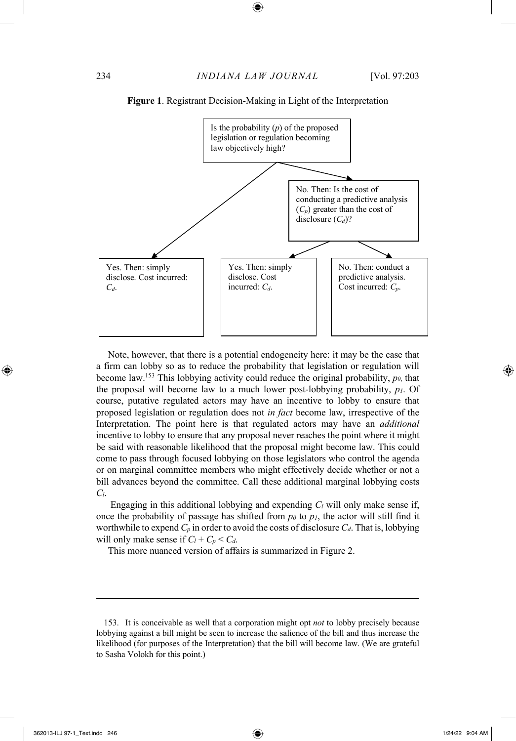**Figure 1**. Registrant Decision-Making in Light of the Interpretation

Is the probability ($p$) of the proposed legislation or regulation becoming law objectively high?

- Yes. Then: simply disclose. Cost incurred: $C_d$.
- No. Then: Is the cost of conducting a predictive analysis ($C_p$) greater than the cost of disclosure ($C_d$)?
  - Yes. Then: simply disclose. Cost incurred: $C_d$.
  - No. Then: conduct a predictive analysis. Cost incurred: $C_p$.

Note, however, that there is a potential endogeneity here: it may be the case that a firm can lobby so as to reduce the probability that legislation or regulation will become law.[153] This lobbying activity could reduce the original probability, $p_0$, that the proposal will become law to a much lower post-lobbying probability, $p_1$. Of course, putative regulated actors may have an incentive to lobby to ensure that proposed legislation or regulation does not *in fact* become law, irrespective of the Interpretation. The point here is that regulated actors may have an *additional* incentive to lobby to ensure that any proposal never reaches the point where it might be said with reasonable likelihood that the proposal might become law. This could come to pass through focused lobbying on those legislators who control the agenda or on marginal committee members who might effectively decide whether or not a bill advances beyond the committee. Call these additional marginal lobbying costs $C_l$.

Engaging in this additional lobbying and expending $C_l$ will only make sense if, once the probability of passage has shifted from $p_0$ to $p_1$, the actor will still find it worthwhile to expend $C_p$ in order to avoid the costs of disclosure $C_d$. That is, lobbying will only make sense if $C_l + C_p < C_d$.

This more nuanced version of affairs is summarized in Figure 2.

---

153. It is conceivable as well that a corporation might opt *not* to lobby precisely because lobbying against a bill might be seen to increase the salience of the bill and thus increase the likelihood (for purposes of the Interpretation) that the bill will become law. (We are grateful to Sasha Volokh for this point.)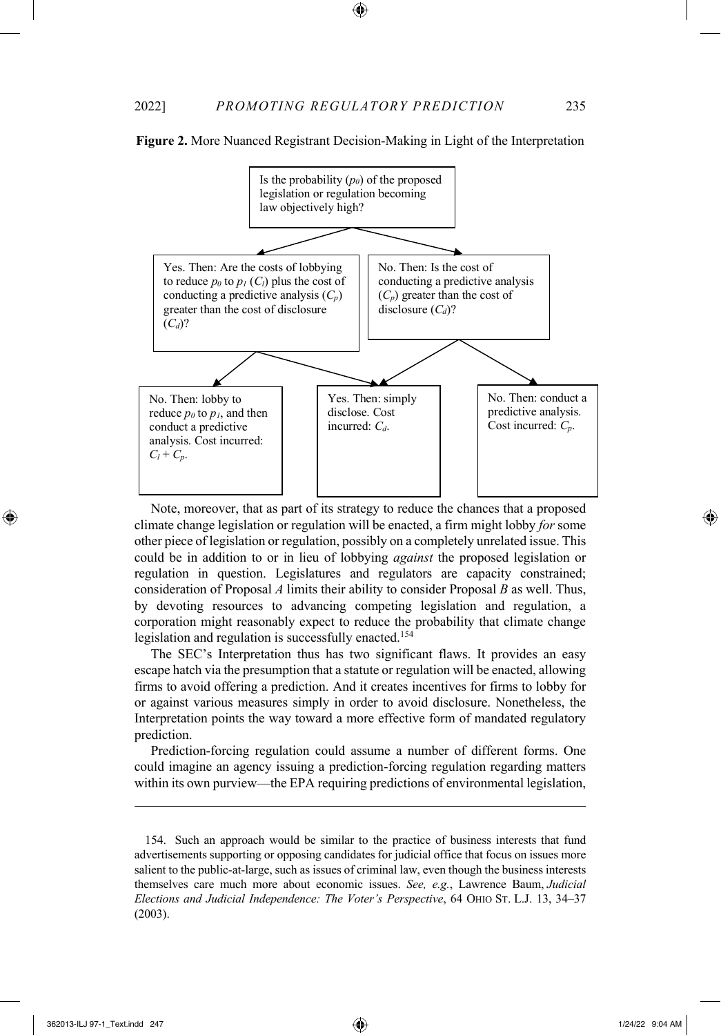**Figure 2.** More Nuanced Registrant Decision-Making in Light of the Interpretation

Is the probability ($p_0$) of the proposed legislation or regulation becoming law objectively high?

Yes. Then: Are the costs of lobbying to reduce $p_0$ to $p_1$ ($C_l$) plus the cost of conducting a predictive analysis ($C_p$) greater than the cost of disclosure ($C_d$)?

No. Then: Is the cost of conducting a predictive analysis ($C_p$) greater than the cost of disclosure ($C_d$)?

No. Then: lobby to reduce $p_0$ to $p_1$, and then conduct a predictive analysis. Cost incurred: $C_l + C_p$.

Yes. Then: simply disclose. Cost incurred: $C_d$.

No. Then: conduct a predictive analysis. Cost incurred: $C_p$.

Note, moreover, that as part of its strategy to reduce the chances that a proposed climate change legislation or regulation will be enacted, a firm might lobby *for* some other piece of legislation or regulation, possibly on a completely unrelated issue. This could be in addition to or in lieu of lobbying *against* the proposed legislation or regulation in question. Legislatures and regulators are capacity constrained; consideration of Proposal *A* limits their ability to consider Proposal *B* as well. Thus, by devoting resources to advancing competing legislation and regulation, a corporation might reasonably expect to reduce the probability that climate change legislation and regulation is successfully enacted.[154]

The SEC's Interpretation thus has two significant flaws. It provides an easy escape hatch via the presumption that a statute or regulation will be enacted, allowing firms to avoid offering a prediction. And it creates incentives for firms to lobby for or against various measures simply in order to avoid disclosure. Nonetheless, the Interpretation points the way toward a more effective form of mandated regulatory prediction.

Prediction-forcing regulation could assume a number of different forms. One could imagine an agency issuing a prediction-forcing regulation regarding matters within its own purview—the EPA requiring predictions of environmental legislation,

---

154. Such an approach would be similar to the practice of business interests that fund advertisements supporting or opposing candidates for judicial office that focus on issues more salient to the public-at-large, such as issues of criminal law, even though the business interests themselves care much more about economic issues. *See, e.g.*, Lawrence Baum, *Judicial Elections and Judicial Independence: The Voter's Perspective*, 64 OHIO ST. L.J. 13, 34–37 (2003).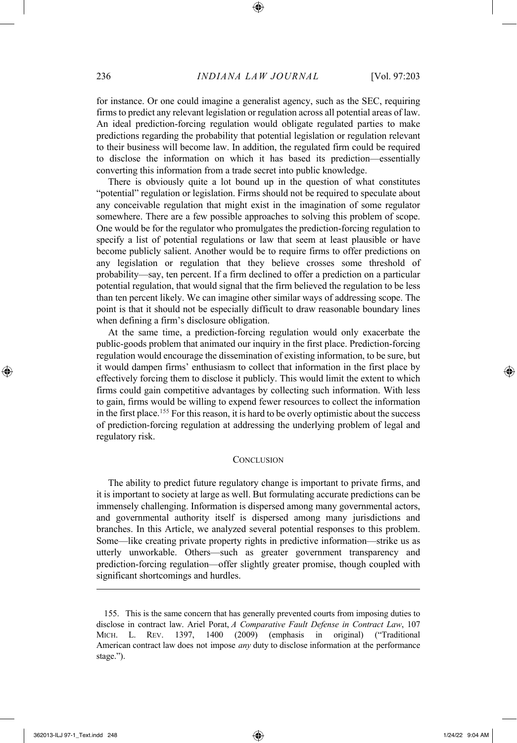for instance. Or one could imagine a generalist agency, such as the SEC, requiring firms to predict any relevant legislation or regulation across all potential areas of law. An ideal prediction-forcing regulation would obligate regulated parties to make predictions regarding the probability that potential legislation or regulation relevant to their business will become law. In addition, the regulated firm could be required to disclose the information on which it has based its prediction—essentially converting this information from a trade secret into public knowledge.

There is obviously quite a lot bound up in the question of what constitutes "potential" regulation or legislation. Firms should not be required to speculate about any conceivable regulation that might exist in the imagination of some regulator somewhere. There are a few possible approaches to solving this problem of scope. One would be for the regulator who promulgates the prediction-forcing regulation to specify a list of potential regulations or law that seem at least plausible or have become publicly salient. Another would be to require firms to offer predictions on any legislation or regulation that they believe crosses some threshold of probability—say, ten percent. If a firm declined to offer a prediction on a particular potential regulation, that would signal that the firm believed the regulation to be less than ten percent likely. We can imagine other similar ways of addressing scope. The point is that it should not be especially difficult to draw reasonable boundary lines when defining a firm's disclosure obligation.

At the same time, a prediction-forcing regulation would only exacerbate the public-goods problem that animated our inquiry in the first place. Prediction-forcing regulation would encourage the dissemination of existing information, to be sure, but it would dampen firms' enthusiasm to collect that information in the first place by effectively forcing them to disclose it publicly. This would limit the extent to which firms could gain competitive advantages by collecting such information. With less to gain, firms would be willing to expend fewer resources to collect the information in the first place.[155] For this reason, it is hard to be overly optimistic about the success of prediction-forcing regulation at addressing the underlying problem of legal and regulatory risk.

## CONCLUSION

The ability to predict future regulatory change is important to private firms, and it is important to society at large as well. But formulating accurate predictions can be immensely challenging. Information is dispersed among many governmental actors, and governmental authority itself is dispersed among many jurisdictions and branches. In this Article, we analyzed several potential responses to this problem. Some—like creating private property rights in predictive information—strike us as utterly unworkable. Others—such as greater government transparency and prediction-forcing regulation—offer slightly greater promise, though coupled with significant shortcomings and hurdles.

---

155. This is the same concern that has generally prevented courts from imposing duties to disclose in contract law. Ariel Porat, *A Comparative Fault Defense in Contract Law*, 107 MICH. L. REV. 1397, 1400 (2009) (emphasis in original) ("Traditional American contract law does not impose *any* duty to disclose information at the performance stage.").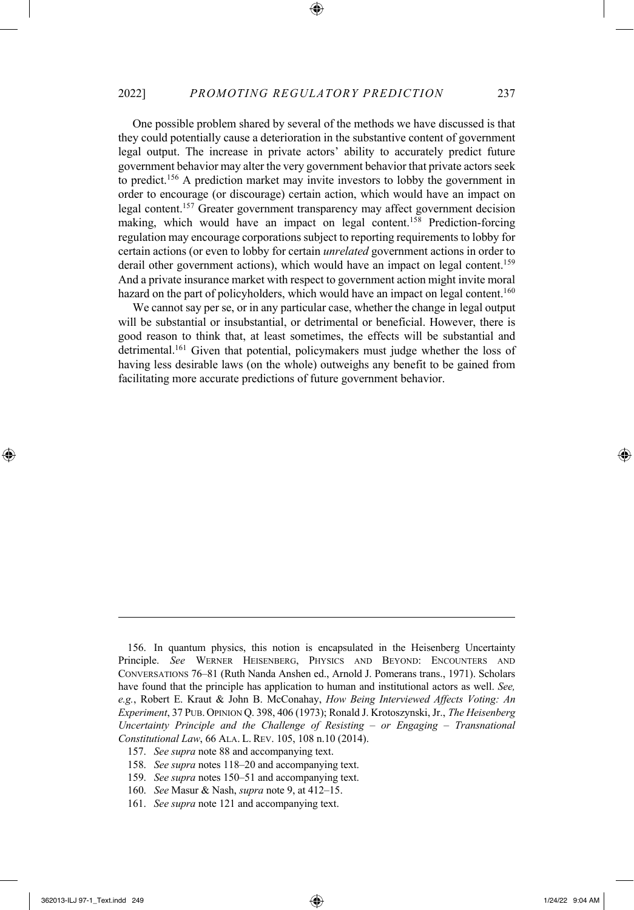One possible problem shared by several of the methods we have discussed is that they could potentially cause a deterioration in the substantive content of government legal output. The increase in private actors' ability to accurately predict future government behavior may alter the very government behavior that private actors seek to predict.[156] A prediction market may invite investors to lobby the government in order to encourage (or discourage) certain action, which would have an impact on legal content.[157] Greater government transparency may affect government decision making, which would have an impact on legal content.[158] Prediction-forcing regulation may encourage corporations subject to reporting requirements to lobby for certain actions (or even to lobby for certain *unrelated* government actions in order to derail other government actions), which would have an impact on legal content.[159] And a private insurance market with respect to government action might invite moral hazard on the part of policyholders, which would have an impact on legal content.[160]

We cannot say per se, or in any particular case, whether the change in legal output will be substantial or insubstantial, or detrimental or beneficial. However, there is good reason to think that, at least sometimes, the effects will be substantial and detrimental.[161] Given that potential, policymakers must judge whether the loss of having less desirable laws (on the whole) outweighs any benefit to be gained from facilitating more accurate predictions of future government behavior.

---

156. In quantum physics, this notion is encapsulated in the Heisenberg Uncertainty Principle. *See* WERNER HEISENBERG, PHYSICS AND BEYOND: ENCOUNTERS AND CONVERSATIONS 76–81 (Ruth Nanda Anshen ed., Arnold J. Pomerans trans., 1971). Scholars have found that the principle has application to human and institutional actors as well. *See, e.g.*, Robert E. Kraut & John B. McConahay, *How Being Interviewed Affects Voting: An Experiment*, 37 PUB. OPINION Q. 398, 406 (1973); Ronald J. Krotoszynski, Jr., *The Heisenberg Uncertainty Principle and the Challenge of Resisting – or Engaging – Transnational Constitutional Law*, 66 ALA. L. REV. 105, 108 n.10 (2014).

157. *See supra* note 88 and accompanying text.

158. *See supra* notes 118–20 and accompanying text.

159. *See supra* notes 150–51 and accompanying text.

160. *See* Masur & Nash, *supra* note 9, at 412–15.

161. *See supra* note 121 and accompanying text.